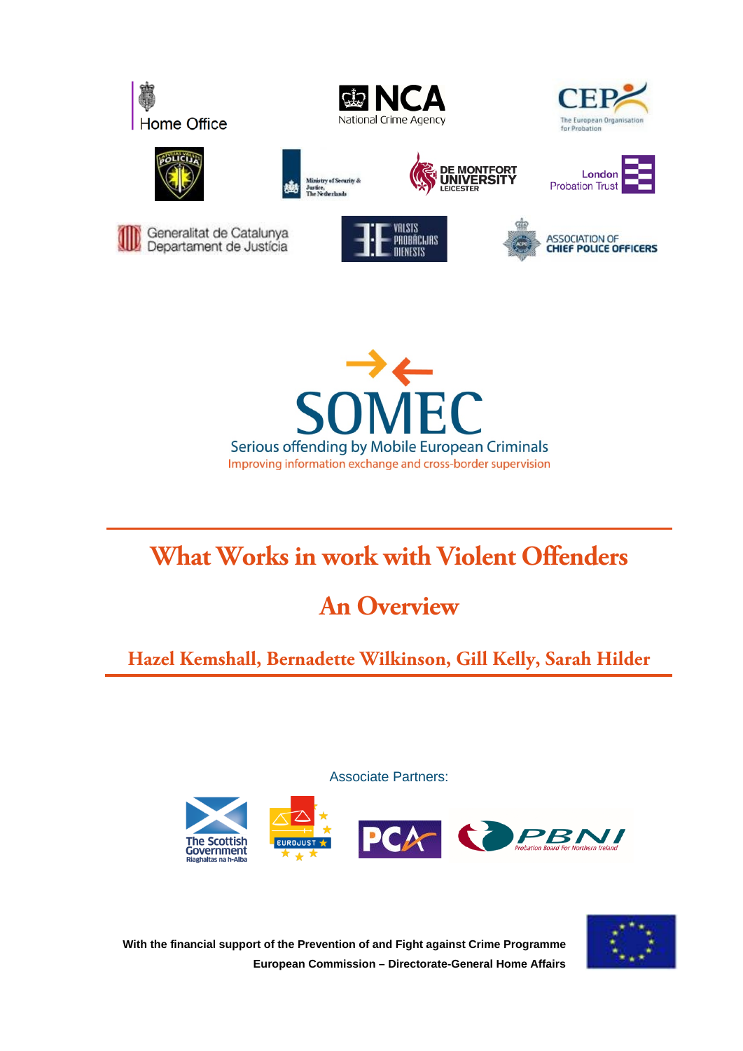Home Office

NCA National Crime Agency

CEP The European Organisation for Probation

Ministry of Security & Justice, The Netherlands

DE MONTFORT UNIVERSITY LEICESTER

London Probation Trust

Generalitat de Catalunya Departament de Justícia

VALSTS PROBĀCIJAS DIENESTS

ASSOCIATION OF CHIEF POLICE OFFICERS

# SOMEC

Serious offending by Mobile European Criminals

Improving information exchange and cross-border supervision

# What Works in work with Violent Offenders

## An Overview

### Hazel Kemshall, Bernadette Wilkinson, Gill Kelly, Sarah Hilder

Associate Partners:

The Scottish Government Riaghaltas na h-Alba

EUROJUST

PCA

PBNI Probation Board For Northern Ireland

**With the financial support of the Prevention of and Fight against Crime Programme**
**European Commission – Directorate-General Home Affairs**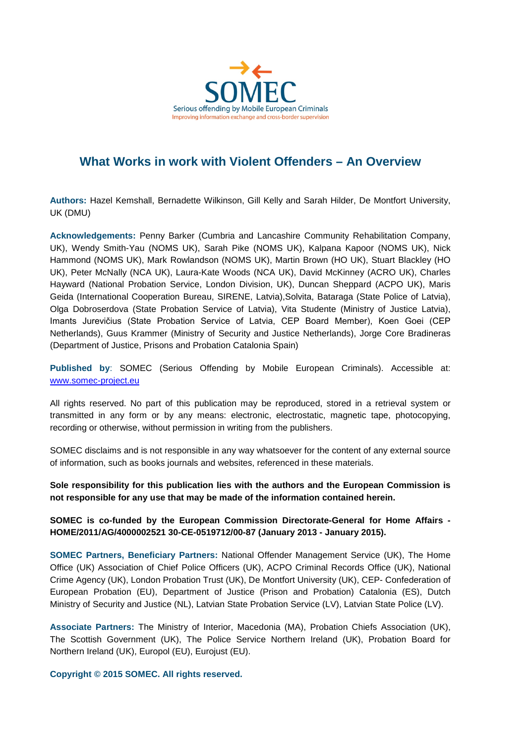SOMEC

Serious offending by Mobile European Criminals

Improving information exchange and cross-border supervision

# What Works in work with Violent Offenders – An Overview

**Authors:** Hazel Kemshall, Bernadette Wilkinson, Gill Kelly and Sarah Hilder, De Montfort University, UK (DMU)

**Acknowledgements:** Penny Barker (Cumbria and Lancashire Community Rehabilitation Company, UK), Wendy Smith-Yau (NOMS UK), Sarah Pike (NOMS UK), Kalpana Kapoor (NOMS UK), Nick Hammond (NOMS UK), Mark Rowlandson (NOMS UK), Martin Brown (HO UK), Stuart Blackley (HO UK), Peter McNally (NCA UK), Laura-Kate Woods (NCA UK), David McKinney (ACRO UK), Charles Hayward (National Probation Service, London Division, UK), Duncan Sheppard (ACPO UK), Maris Geida (International Cooperation Bureau, SIRENE, Latvia),Solvita, Bataraga (State Police of Latvia), Olga Dobroserdova (State Probation Service of Latvia), Vita Studente (Ministry of Justice Latvia), Imants Jurevičius (State Probation Service of Latvia, CEP Board Member), Koen Goei (CEP Netherlands), Guus Krammer (Ministry of Security and Justice Netherlands), Jorge Core Bradineras (Department of Justice, Prisons and Probation Catalonia Spain)

**Published by**: SOMEC (Serious Offending by Mobile European Criminals). Accessible at: www.somec-project.eu

All rights reserved. No part of this publication may be reproduced, stored in a retrieval system or transmitted in any form or by any means: electronic, electrostatic, magnetic tape, photocopying, recording or otherwise, without permission in writing from the publishers.

SOMEC disclaims and is not responsible in any way whatsoever for the content of any external source of information, such as books journals and websites, referenced in these materials.

**Sole responsibility for this publication lies with the authors and the European Commission is not responsible for any use that may be made of the information contained herein.**

**SOMEC is co-funded by the European Commission Directorate-General for Home Affairs - HOME/2011/AG/4000002521 30-CE-0519712/00-87 (January 2013 - January 2015).**

**SOMEC Partners, Beneficiary Partners:** National Offender Management Service (UK), The Home Office (UK) Association of Chief Police Officers (UK), ACPO Criminal Records Office (UK), National Crime Agency (UK), London Probation Trust (UK), De Montfort University (UK), CEP- Confederation of European Probation (EU), Department of Justice (Prison and Probation) Catalonia (ES), Dutch Ministry of Security and Justice (NL), Latvian State Probation Service (LV), Latvian State Police (LV).

**Associate Partners:** The Ministry of Interior, Macedonia (MA), Probation Chiefs Association (UK), The Scottish Government (UK), The Police Service Northern Ireland (UK), Probation Board for Northern Ireland (UK), Europol (EU), Eurojust (EU).

**Copyright © 2015 SOMEC. All rights reserved.**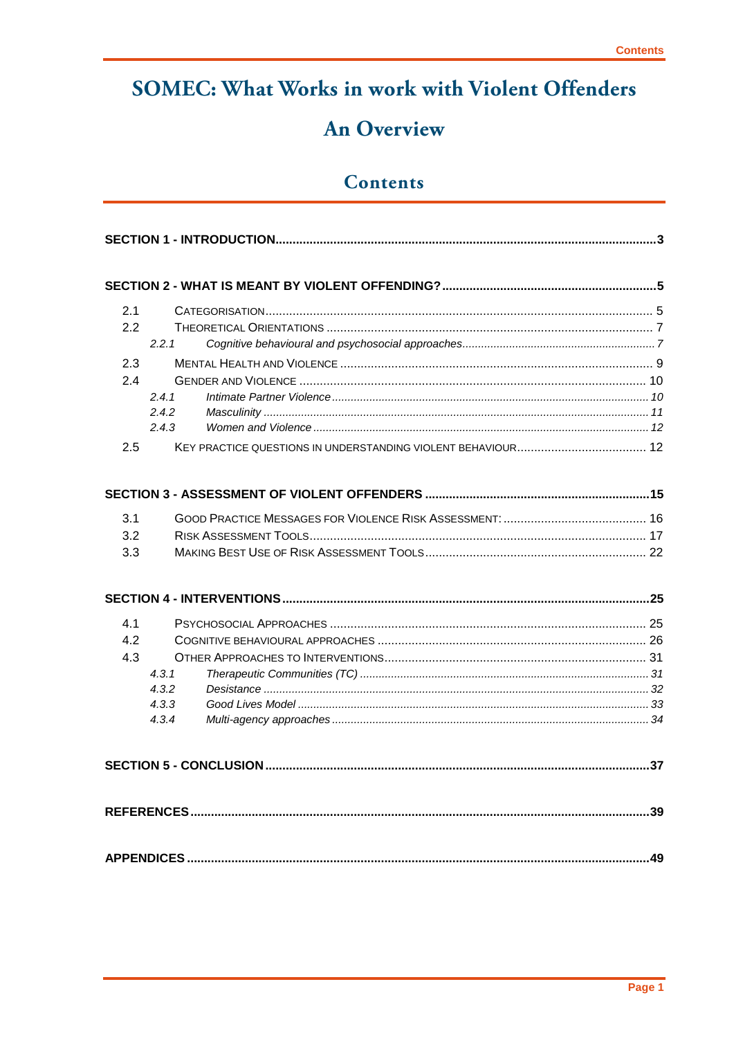# SOMEC: What Works in work with Violent Offenders

## An Overview

## Contents

**SECTION 1 - INTRODUCTION** .... 3

**SECTION 2 - WHAT IS MEANT BY VIOLENT OFFENDING?** .... 5

- 2.1 CATEGORISATION .... 5
- 2.2 THEORETICAL ORIENTATIONS .... 7
  - *2.2.1 Cognitive behavioural and psychosocial approaches* .... 7
- 2.3 MENTAL HEALTH AND VIOLENCE .... 9
- 2.4 GENDER AND VIOLENCE .... 10
  - *2.4.1 Intimate Partner Violence* .... 10
  - *2.4.2 Masculinity* .... 11
  - *2.4.3 Women and Violence* .... 12
- 2.5 KEY PRACTICE QUESTIONS IN UNDERSTANDING VIOLENT BEHAVIOUR .... 12

**SECTION 3 - ASSESSMENT OF VIOLENT OFFENDERS** .... 15

- 3.1 GOOD PRACTICE MESSAGES FOR VIOLENCE RISK ASSESSMENT: .... 16
- 3.2 RISK ASSESSMENT TOOLS .... 17
- 3.3 MAKING BEST USE OF RISK ASSESSMENT TOOLS .... 22

**SECTION 4 - INTERVENTIONS** .... 25

- 4.1 PSYCHOSOCIAL APPROACHES .... 25
- 4.2 COGNITIVE BEHAVIOURAL APPROACHES .... 26
- 4.3 OTHER APPROACHES TO INTERVENTIONS .... 31
  - *4.3.1 Therapeutic Communities (TC)* .... 31
  - *4.3.2 Desistance* .... 32
  - *4.3.3 Good Lives Model* .... 33
  - *4.3.4 Multi-agency approaches* .... 34

**SECTION 5 - CONCLUSION** .... 37

**REFERENCES** .... 39

**APPENDICES** .... 49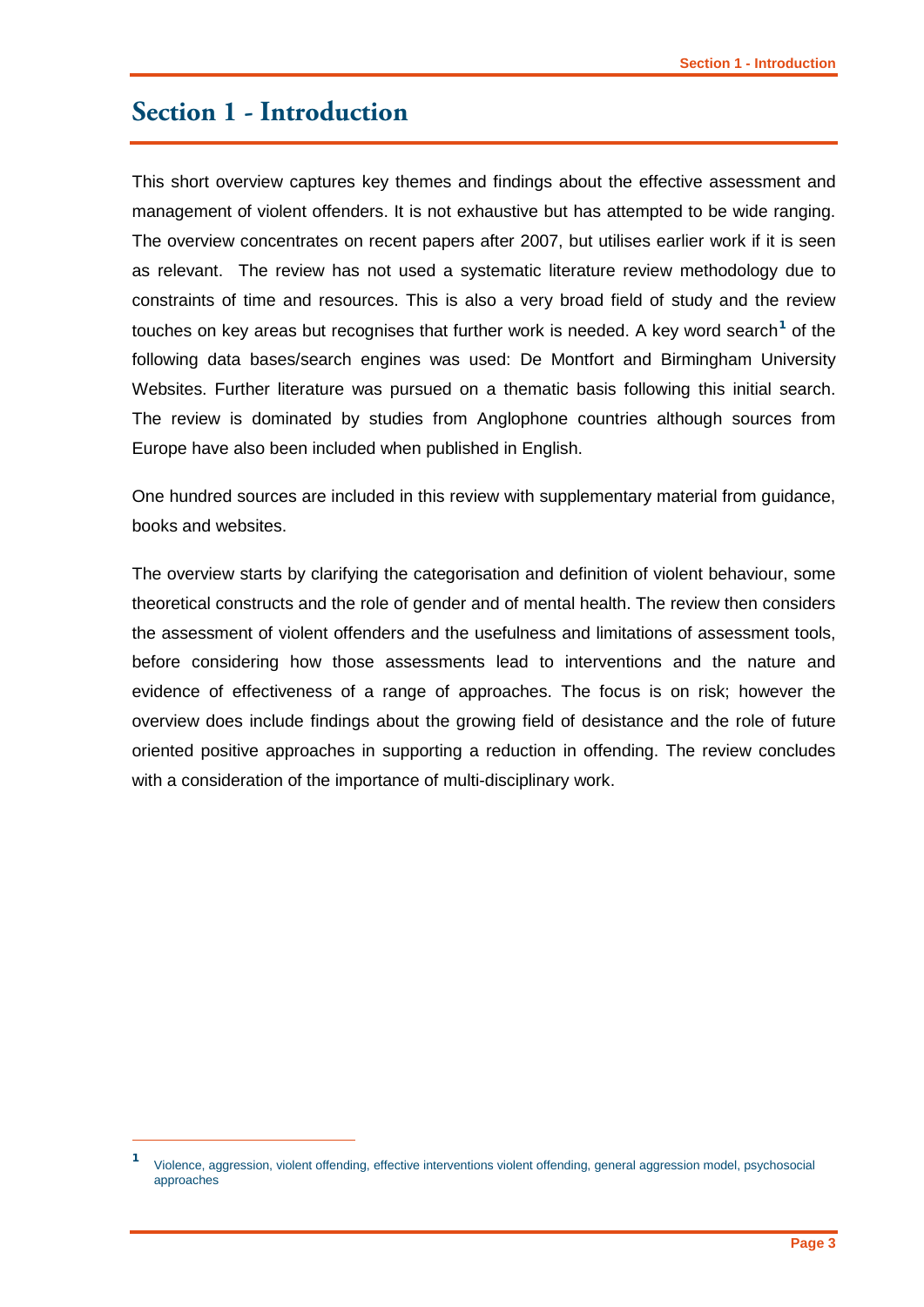# Section 1 - Introduction

This short overview captures key themes and findings about the effective assessment and management of violent offenders. It is not exhaustive but has attempted to be wide ranging. The overview concentrates on recent papers after 2007, but utilises earlier work if it is seen as relevant. The review has not used a systematic literature review methodology due to constraints of time and resources. This is also a very broad field of study and the review touches on key areas but recognises that further work is needed. A key word search[1] of the following data bases/search engines was used: De Montfort and Birmingham University Websites. Further literature was pursued on a thematic basis following this initial search. The review is dominated by studies from Anglophone countries although sources from Europe have also been included when published in English.

One hundred sources are included in this review with supplementary material from guidance, books and websites.

The overview starts by clarifying the categorisation and definition of violent behaviour, some theoretical constructs and the role of gender and of mental health. The review then considers the assessment of violent offenders and the usefulness and limitations of assessment tools, before considering how those assessments lead to interventions and the nature and evidence of effectiveness of a range of approaches. The focus is on risk; however the overview does include findings about the growing field of desistance and the role of future oriented positive approaches in supporting a reduction in offending. The review concludes with a consideration of the importance of multi-disciplinary work.

[1] Violence, aggression, violent offending, effective interventions violent offending, general aggression model, psychosocial approaches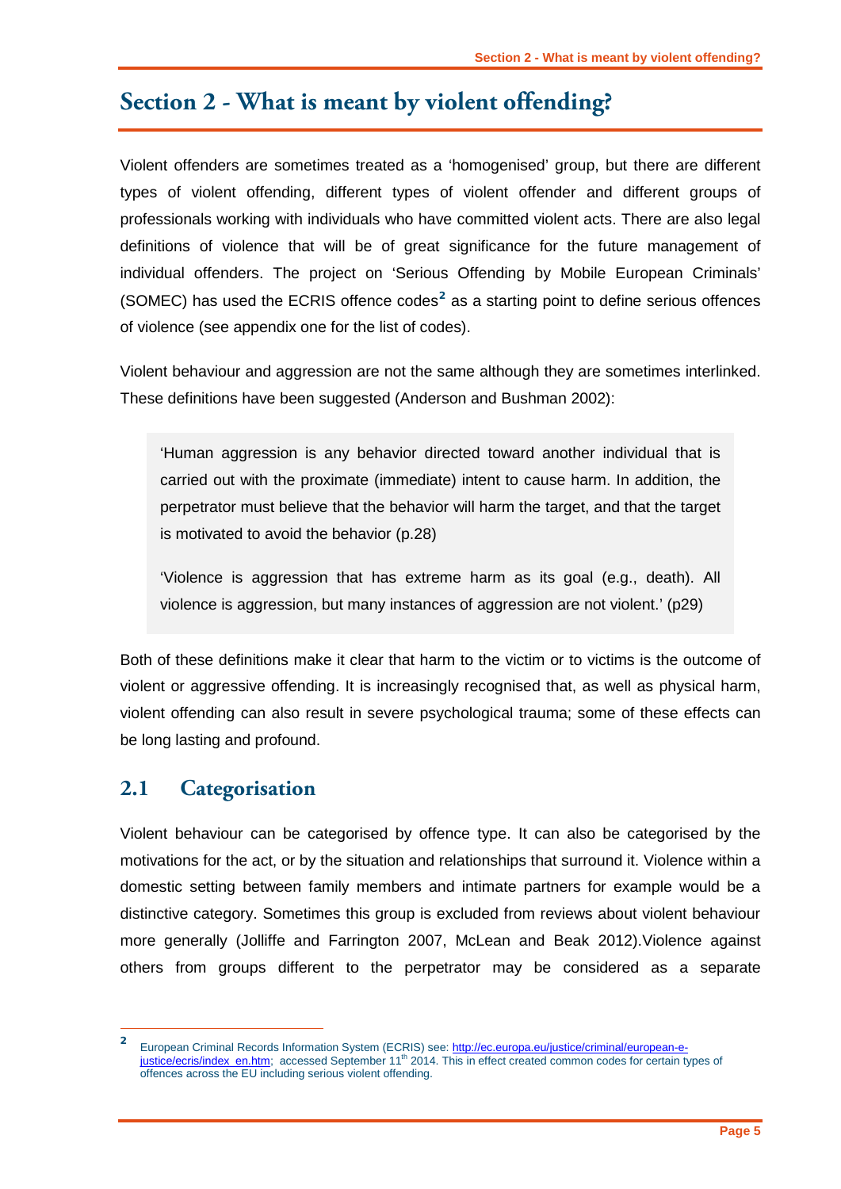# Section 2 - What is meant by violent offending?

Violent offenders are sometimes treated as a 'homogenised' group, but there are different types of violent offending, different types of violent offender and different groups of professionals working with individuals who have committed violent acts. There are also legal definitions of violence that will be of great significance for the future management of individual offenders. The project on 'Serious Offending by Mobile European Criminals' (SOMEC) has used the ECRIS offence codes[2] as a starting point to define serious offences of violence (see appendix one for the list of codes).

Violent behaviour and aggression are not the same although they are sometimes interlinked. These definitions have been suggested (Anderson and Bushman 2002):

> 'Human aggression is any behavior directed toward another individual that is carried out with the proximate (immediate) intent to cause harm. In addition, the perpetrator must believe that the behavior will harm the target, and that the target is motivated to avoid the behavior (p.28)
>
> 'Violence is aggression that has extreme harm as its goal (e.g., death). All violence is aggression, but many instances of aggression are not violent.' (p29)

Both of these definitions make it clear that harm to the victim or to victims is the outcome of violent or aggressive offending. It is increasingly recognised that, as well as physical harm, violent offending can also result in severe psychological trauma; some of these effects can be long lasting and profound.

## 2.1 Categorisation

Violent behaviour can be categorised by offence type. It can also be categorised by the motivations for the act, or by the situation and relationships that surround it. Violence within a domestic setting between family members and intimate partners for example would be a distinctive category. Sometimes this group is excluded from reviews about violent behaviour more generally (Jolliffe and Farrington 2007, McLean and Beak 2012).Violence against others from groups different to the perpetrator may be considered as a separate

---

[2] European Criminal Records Information System (ECRIS) see: http://ec.europa.eu/justice/criminal/european-e-justice/ecris/index_en.htm; accessed September 11th 2014. This in effect created common codes for certain types of offences across the EU including serious violent offending.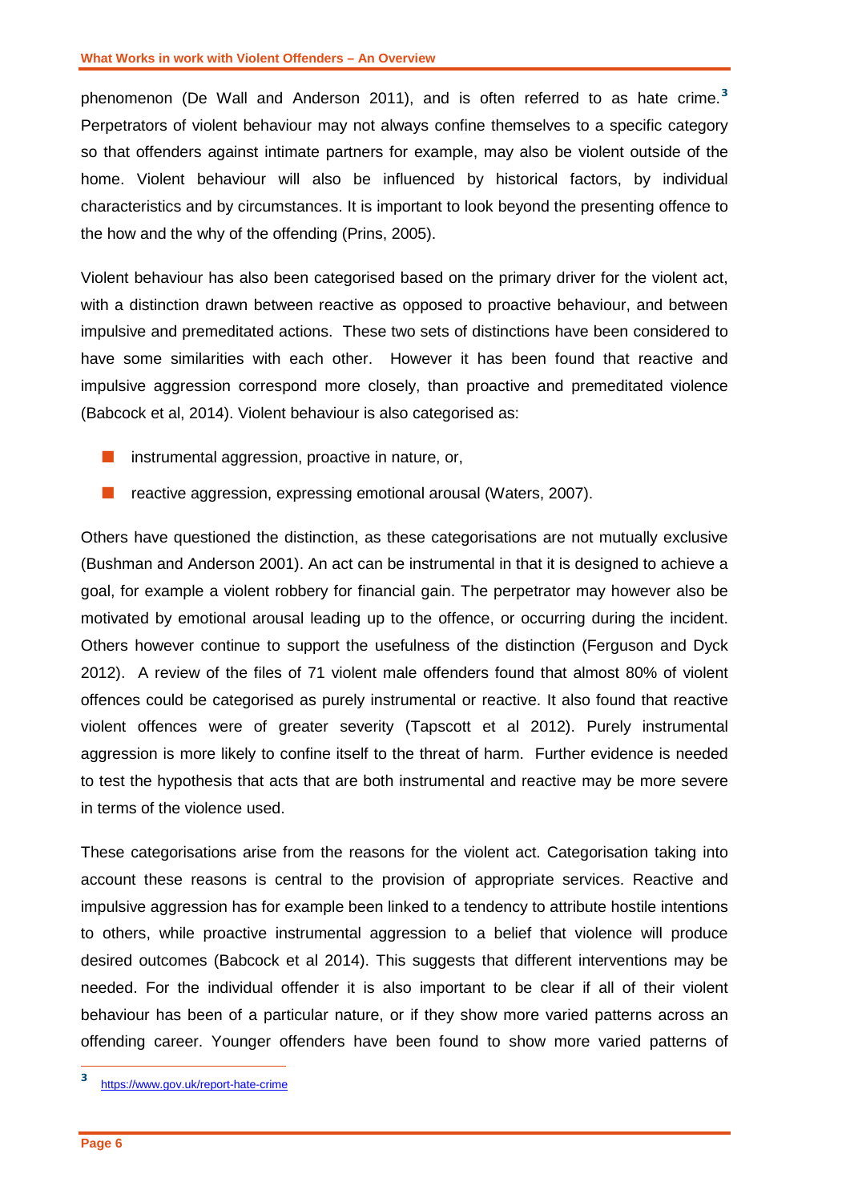phenomenon (De Wall and Anderson 2011), and is often referred to as hate crime.[3] Perpetrators of violent behaviour may not always confine themselves to a specific category so that offenders against intimate partners for example, may also be violent outside of the home. Violent behaviour will also be influenced by historical factors, by individual characteristics and by circumstances. It is important to look beyond the presenting offence to the how and the why of the offending (Prins, 2005).

Violent behaviour has also been categorised based on the primary driver for the violent act, with a distinction drawn between reactive as opposed to proactive behaviour, and between impulsive and premeditated actions. These two sets of distinctions have been considered to have some similarities with each other. However it has been found that reactive and impulsive aggression correspond more closely, than proactive and premeditated violence (Babcock et al, 2014). Violent behaviour is also categorised as:

- instrumental aggression, proactive in nature, or,
- reactive aggression, expressing emotional arousal (Waters, 2007).

Others have questioned the distinction, as these categorisations are not mutually exclusive (Bushman and Anderson 2001). An act can be instrumental in that it is designed to achieve a goal, for example a violent robbery for financial gain. The perpetrator may however also be motivated by emotional arousal leading up to the offence, or occurring during the incident. Others however continue to support the usefulness of the distinction (Ferguson and Dyck 2012). A review of the files of 71 violent male offenders found that almost 80% of violent offences could be categorised as purely instrumental or reactive. It also found that reactive violent offences were of greater severity (Tapscott et al 2012). Purely instrumental aggression is more likely to confine itself to the threat of harm. Further evidence is needed to test the hypothesis that acts that are both instrumental and reactive may be more severe in terms of the violence used.

These categorisations arise from the reasons for the violent act. Categorisation taking into account these reasons is central to the provision of appropriate services. Reactive and impulsive aggression has for example been linked to a tendency to attribute hostile intentions to others, while proactive instrumental aggression to a belief that violence will produce desired outcomes (Babcock et al 2014). This suggests that different interventions may be needed. For the individual offender it is also important to be clear if all of their violent behaviour has been of a particular nature, or if they show more varied patterns across an offending career. Younger offenders have been found to show more varied patterns of

[3] https://www.gov.uk/report-hate-crime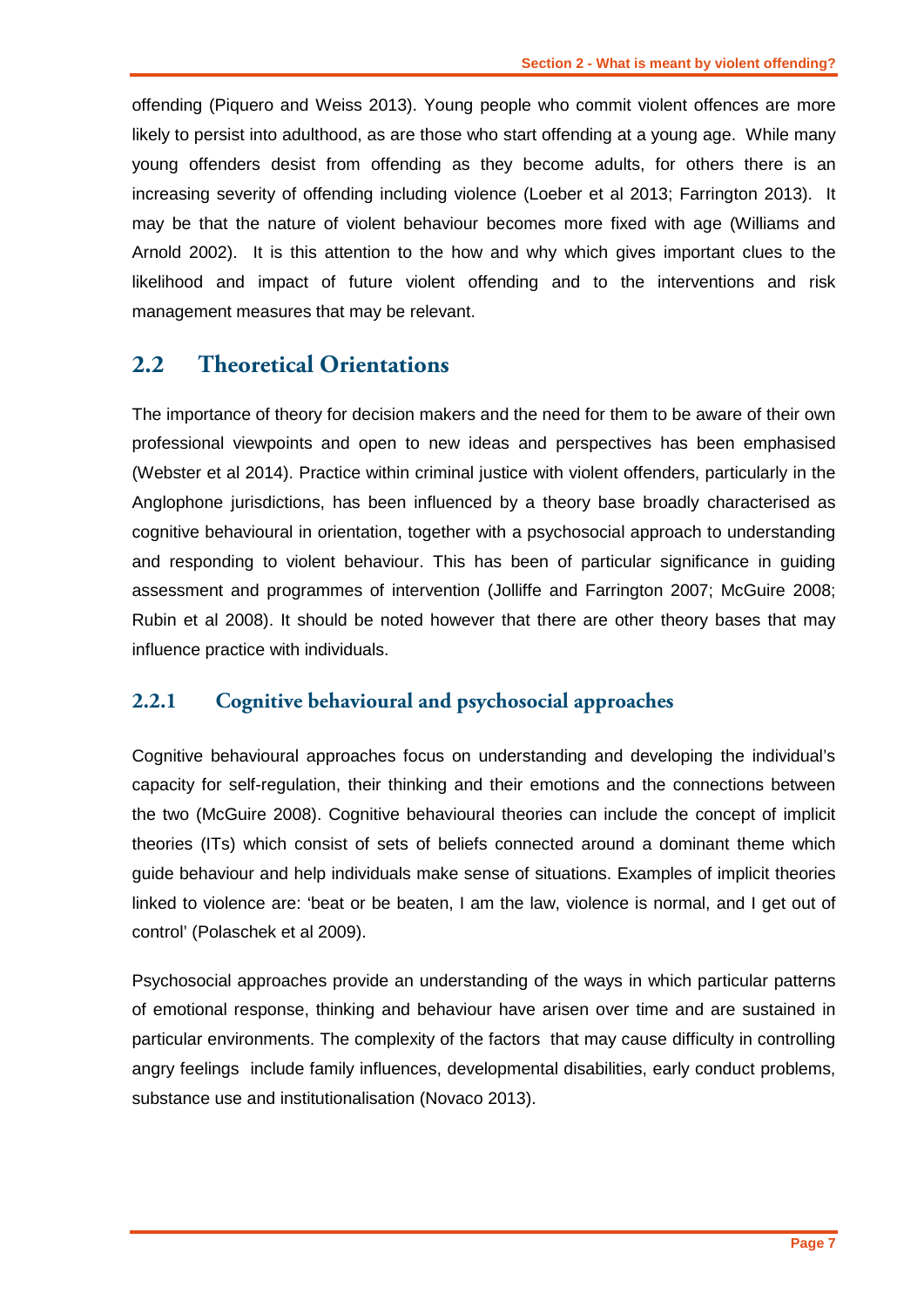offending (Piquero and Weiss 2013). Young people who commit violent offences are more likely to persist into adulthood, as are those who start offending at a young age. While many young offenders desist from offending as they become adults, for others there is an increasing severity of offending including violence (Loeber et al 2013; Farrington 2013). It may be that the nature of violent behaviour becomes more fixed with age (Williams and Arnold 2002). It is this attention to the how and why which gives important clues to the likelihood and impact of future violent offending and to the interventions and risk management measures that may be relevant.

## 2.2 Theoretical Orientations

The importance of theory for decision makers and the need for them to be aware of their own professional viewpoints and open to new ideas and perspectives has been emphasised (Webster et al 2014). Practice within criminal justice with violent offenders, particularly in the Anglophone jurisdictions, has been influenced by a theory base broadly characterised as cognitive behavioural in orientation, together with a psychosocial approach to understanding and responding to violent behaviour. This has been of particular significance in guiding assessment and programmes of intervention (Jolliffe and Farrington 2007; McGuire 2008; Rubin et al 2008). It should be noted however that there are other theory bases that may influence practice with individuals.

### 2.2.1 Cognitive behavioural and psychosocial approaches

Cognitive behavioural approaches focus on understanding and developing the individual's capacity for self-regulation, their thinking and their emotions and the connections between the two (McGuire 2008). Cognitive behavioural theories can include the concept of implicit theories (ITs) which consist of sets of beliefs connected around a dominant theme which guide behaviour and help individuals make sense of situations. Examples of implicit theories linked to violence are: 'beat or be beaten, I am the law, violence is normal, and I get out of control' (Polaschek et al 2009).

Psychosocial approaches provide an understanding of the ways in which particular patterns of emotional response, thinking and behaviour have arisen over time and are sustained in particular environments. The complexity of the factors that may cause difficulty in controlling angry feelings include family influences, developmental disabilities, early conduct problems, substance use and institutionalisation (Novaco 2013).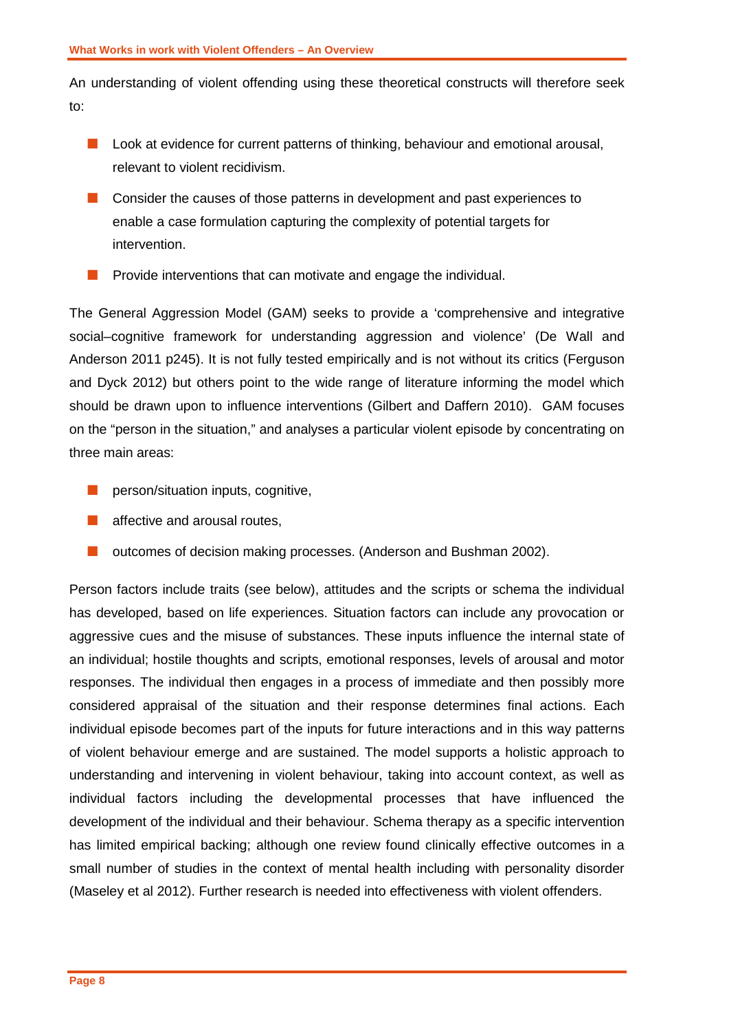An understanding of violent offending using these theoretical constructs will therefore seek to:

- Look at evidence for current patterns of thinking, behaviour and emotional arousal, relevant to violent recidivism.
- Consider the causes of those patterns in development and past experiences to enable a case formulation capturing the complexity of potential targets for intervention.
- Provide interventions that can motivate and engage the individual.

The General Aggression Model (GAM) seeks to provide a 'comprehensive and integrative social–cognitive framework for understanding aggression and violence' (De Wall and Anderson 2011 p245). It is not fully tested empirically and is not without its critics (Ferguson and Dyck 2012) but others point to the wide range of literature informing the model which should be drawn upon to influence interventions (Gilbert and Daffern 2010). GAM focuses on the "person in the situation," and analyses a particular violent episode by concentrating on three main areas:

- person/situation inputs, cognitive,
- affective and arousal routes,
- outcomes of decision making processes. (Anderson and Bushman 2002).

Person factors include traits (see below), attitudes and the scripts or schema the individual has developed, based on life experiences. Situation factors can include any provocation or aggressive cues and the misuse of substances. These inputs influence the internal state of an individual; hostile thoughts and scripts, emotional responses, levels of arousal and motor responses. The individual then engages in a process of immediate and then possibly more considered appraisal of the situation and their response determines final actions. Each individual episode becomes part of the inputs for future interactions and in this way patterns of violent behaviour emerge and are sustained. The model supports a holistic approach to understanding and intervening in violent behaviour, taking into account context, as well as individual factors including the developmental processes that have influenced the development of the individual and their behaviour. Schema therapy as a specific intervention has limited empirical backing; although one review found clinically effective outcomes in a small number of studies in the context of mental health including with personality disorder (Maseley et al 2012). Further research is needed into effectiveness with violent offenders.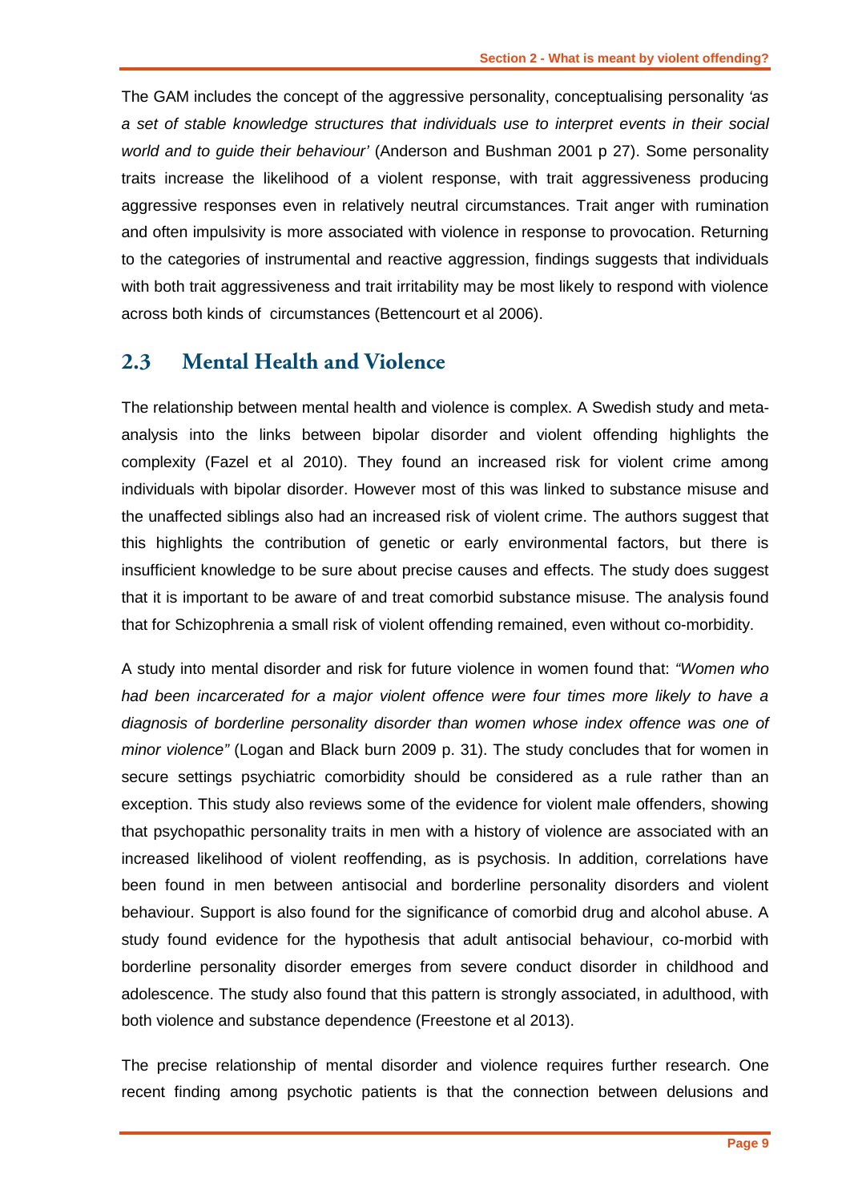The GAM includes the concept of the aggressive personality, conceptualising personality *'as a set of stable knowledge structures that individuals use to interpret events in their social world and to guide their behaviour'* (Anderson and Bushman 2001 p 27). Some personality traits increase the likelihood of a violent response, with trait aggressiveness producing aggressive responses even in relatively neutral circumstances. Trait anger with rumination and often impulsivity is more associated with violence in response to provocation. Returning to the categories of instrumental and reactive aggression, findings suggests that individuals with both trait aggressiveness and trait irritability may be most likely to respond with violence across both kinds of circumstances (Bettencourt et al 2006).

## 2.3 Mental Health and Violence

The relationship between mental health and violence is complex. A Swedish study and meta-analysis into the links between bipolar disorder and violent offending highlights the complexity (Fazel et al 2010). They found an increased risk for violent crime among individuals with bipolar disorder. However most of this was linked to substance misuse and the unaffected siblings also had an increased risk of violent crime. The authors suggest that this highlights the contribution of genetic or early environmental factors, but there is insufficient knowledge to be sure about precise causes and effects. The study does suggest that it is important to be aware of and treat comorbid substance misuse. The analysis found that for Schizophrenia a small risk of violent offending remained, even without co-morbidity.

A study into mental disorder and risk for future violence in women found that: *"Women who had been incarcerated for a major violent offence were four times more likely to have a diagnosis of borderline personality disorder than women whose index offence was one of minor violence"* (Logan and Black burn 2009 p. 31). The study concludes that for women in secure settings psychiatric comorbidity should be considered as a rule rather than an exception. This study also reviews some of the evidence for violent male offenders, showing that psychopathic personality traits in men with a history of violence are associated with an increased likelihood of violent reoffending, as is psychosis. In addition, correlations have been found in men between antisocial and borderline personality disorders and violent behaviour. Support is also found for the significance of comorbid drug and alcohol abuse. A study found evidence for the hypothesis that adult antisocial behaviour, co-morbid with borderline personality disorder emerges from severe conduct disorder in childhood and adolescence. The study also found that this pattern is strongly associated, in adulthood, with both violence and substance dependence (Freestone et al 2013).

The precise relationship of mental disorder and violence requires further research. One recent finding among psychotic patients is that the connection between delusions and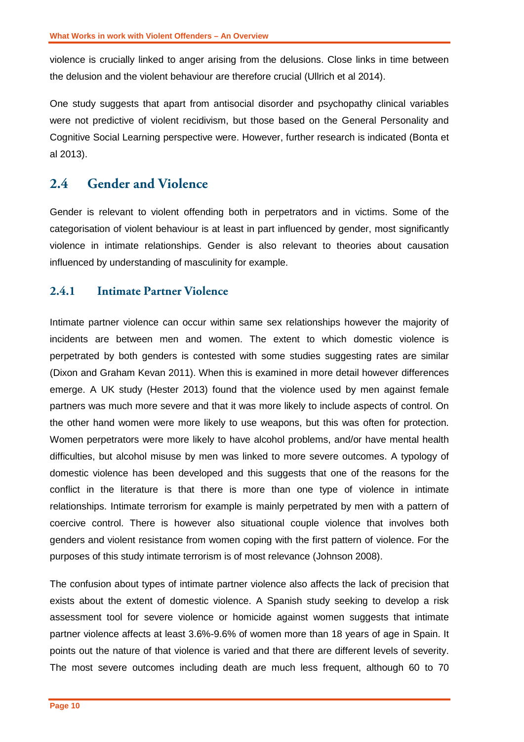violence is crucially linked to anger arising from the delusions. Close links in time between the delusion and the violent behaviour are therefore crucial (Ullrich et al 2014).

One study suggests that apart from antisocial disorder and psychopathy clinical variables were not predictive of violent recidivism, but those based on the General Personality and Cognitive Social Learning perspective were. However, further research is indicated (Bonta et al 2013).

## 2.4 Gender and Violence

Gender is relevant to violent offending both in perpetrators and in victims. Some of the categorisation of violent behaviour is at least in part influenced by gender, most significantly violence in intimate relationships. Gender is also relevant to theories about causation influenced by understanding of masculinity for example.

### 2.4.1 Intimate Partner Violence

Intimate partner violence can occur within same sex relationships however the majority of incidents are between men and women. The extent to which domestic violence is perpetrated by both genders is contested with some studies suggesting rates are similar (Dixon and Graham Kevan 2011). When this is examined in more detail however differences emerge. A UK study (Hester 2013) found that the violence used by men against female partners was much more severe and that it was more likely to include aspects of control. On the other hand women were more likely to use weapons, but this was often for protection. Women perpetrators were more likely to have alcohol problems, and/or have mental health difficulties, but alcohol misuse by men was linked to more severe outcomes. A typology of domestic violence has been developed and this suggests that one of the reasons for the conflict in the literature is that there is more than one type of violence in intimate relationships. Intimate terrorism for example is mainly perpetrated by men with a pattern of coercive control. There is however also situational couple violence that involves both genders and violent resistance from women coping with the first pattern of violence. For the purposes of this study intimate terrorism is of most relevance (Johnson 2008).

The confusion about types of intimate partner violence also affects the lack of precision that exists about the extent of domestic violence. A Spanish study seeking to develop a risk assessment tool for severe violence or homicide against women suggests that intimate partner violence affects at least 3.6%-9.6% of women more than 18 years of age in Spain. It points out the nature of that violence is varied and that there are different levels of severity. The most severe outcomes including death are much less frequent, although 60 to 70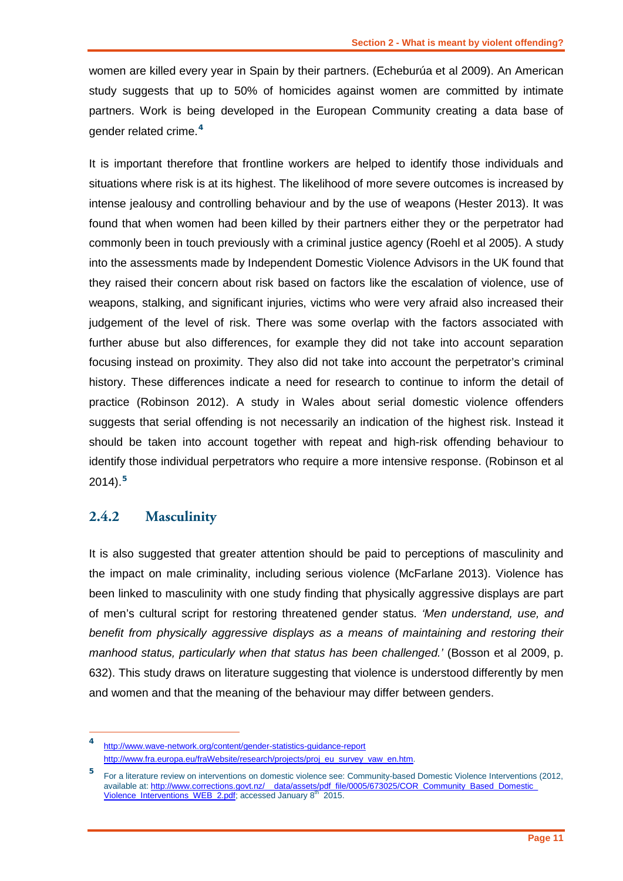women are killed every year in Spain by their partners. (Echeburúa et al 2009). An American study suggests that up to 50% of homicides against women are committed by intimate partners. Work is being developed in the European Community creating a data base of gender related crime.[4]

It is important therefore that frontline workers are helped to identify those individuals and situations where risk is at its highest. The likelihood of more severe outcomes is increased by intense jealousy and controlling behaviour and by the use of weapons (Hester 2013). It was found that when women had been killed by their partners either they or the perpetrator had commonly been in touch previously with a criminal justice agency (Roehl et al 2005). A study into the assessments made by Independent Domestic Violence Advisors in the UK found that they raised their concern about risk based on factors like the escalation of violence, use of weapons, stalking, and significant injuries, victims who were very afraid also increased their judgement of the level of risk. There was some overlap with the factors associated with further abuse but also differences, for example they did not take into account separation focusing instead on proximity. They also did not take into account the perpetrator's criminal history. These differences indicate a need for research to continue to inform the detail of practice (Robinson 2012). A study in Wales about serial domestic violence offenders suggests that serial offending is not necessarily an indication of the highest risk. Instead it should be taken into account together with repeat and high-risk offending behaviour to identify those individual perpetrators who require a more intensive response. (Robinson et al 2014).[5]

### 2.4.2 Masculinity

It is also suggested that greater attention should be paid to perceptions of masculinity and the impact on male criminality, including serious violence (McFarlane 2013). Violence has been linked to masculinity with one study finding that physically aggressive displays are part of men's cultural script for restoring threatened gender status. *'Men understand, use, and benefit from physically aggressive displays as a means of maintaining and restoring their manhood status, particularly when that status has been challenged.'* (Bosson et al 2009, p. 632). This study draws on literature suggesting that violence is understood differently by men and women and that the meaning of the behaviour may differ between genders.

---

[4] http://www.wave-network.org/content/gender-statistics-guidance-report
http://www.fra.europa.eu/fraWebsite/research/projects/proj_eu_survey_vaw_en.htm.

[5] For a literature review on interventions on domestic violence see: Community-based Domestic Violence Interventions (2012, available at: http://www.corrections.govt.nz/__data/assets/pdf_file/0005/673025/COR_Community_Based_Domestic_Violence_Interventions_WEB_2.pdf; accessed January 8th 2015.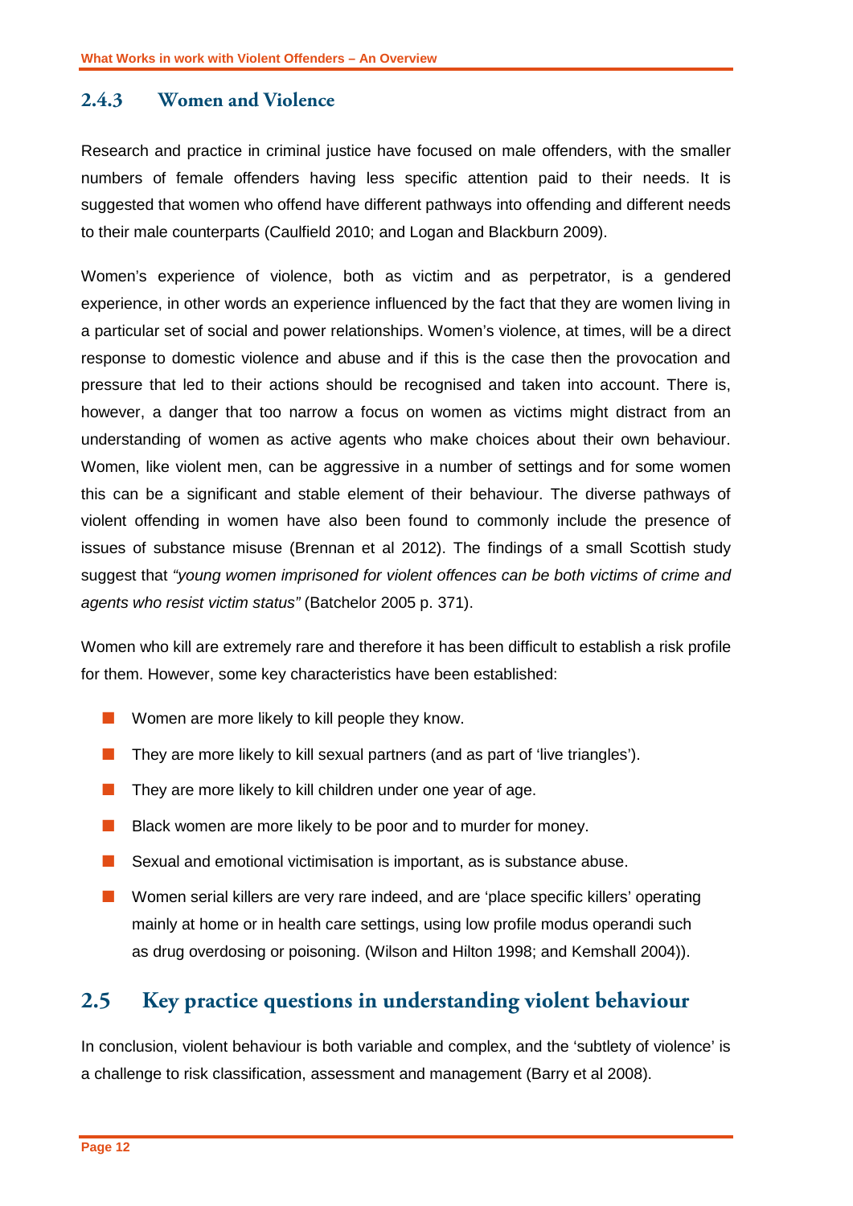### 2.4.3 Women and Violence

Research and practice in criminal justice have focused on male offenders, with the smaller numbers of female offenders having less specific attention paid to their needs. It is suggested that women who offend have different pathways into offending and different needs to their male counterparts (Caulfield 2010; and Logan and Blackburn 2009).

Women's experience of violence, both as victim and as perpetrator, is a gendered experience, in other words an experience influenced by the fact that they are women living in a particular set of social and power relationships. Women's violence, at times, will be a direct response to domestic violence and abuse and if this is the case then the provocation and pressure that led to their actions should be recognised and taken into account. There is, however, a danger that too narrow a focus on women as victims might distract from an understanding of women as active agents who make choices about their own behaviour. Women, like violent men, can be aggressive in a number of settings and for some women this can be a significant and stable element of their behaviour. The diverse pathways of violent offending in women have also been found to commonly include the presence of issues of substance misuse (Brennan et al 2012). The findings of a small Scottish study suggest that *"young women imprisoned for violent offences can be both victims of crime and agents who resist victim status"* (Batchelor 2005 p. 371).

Women who kill are extremely rare and therefore it has been difficult to establish a risk profile for them. However, some key characteristics have been established:

- Women are more likely to kill people they know.
- They are more likely to kill sexual partners (and as part of 'live triangles').
- They are more likely to kill children under one year of age.
- Black women are more likely to be poor and to murder for money.
- Sexual and emotional victimisation is important, as is substance abuse.
- Women serial killers are very rare indeed, and are 'place specific killers' operating mainly at home or in health care settings, using low profile modus operandi such as drug overdosing or poisoning. (Wilson and Hilton 1998; and Kemshall 2004)).

## 2.5 Key practice questions in understanding violent behaviour

In conclusion, violent behaviour is both variable and complex, and the 'subtlety of violence' is a challenge to risk classification, assessment and management (Barry et al 2008).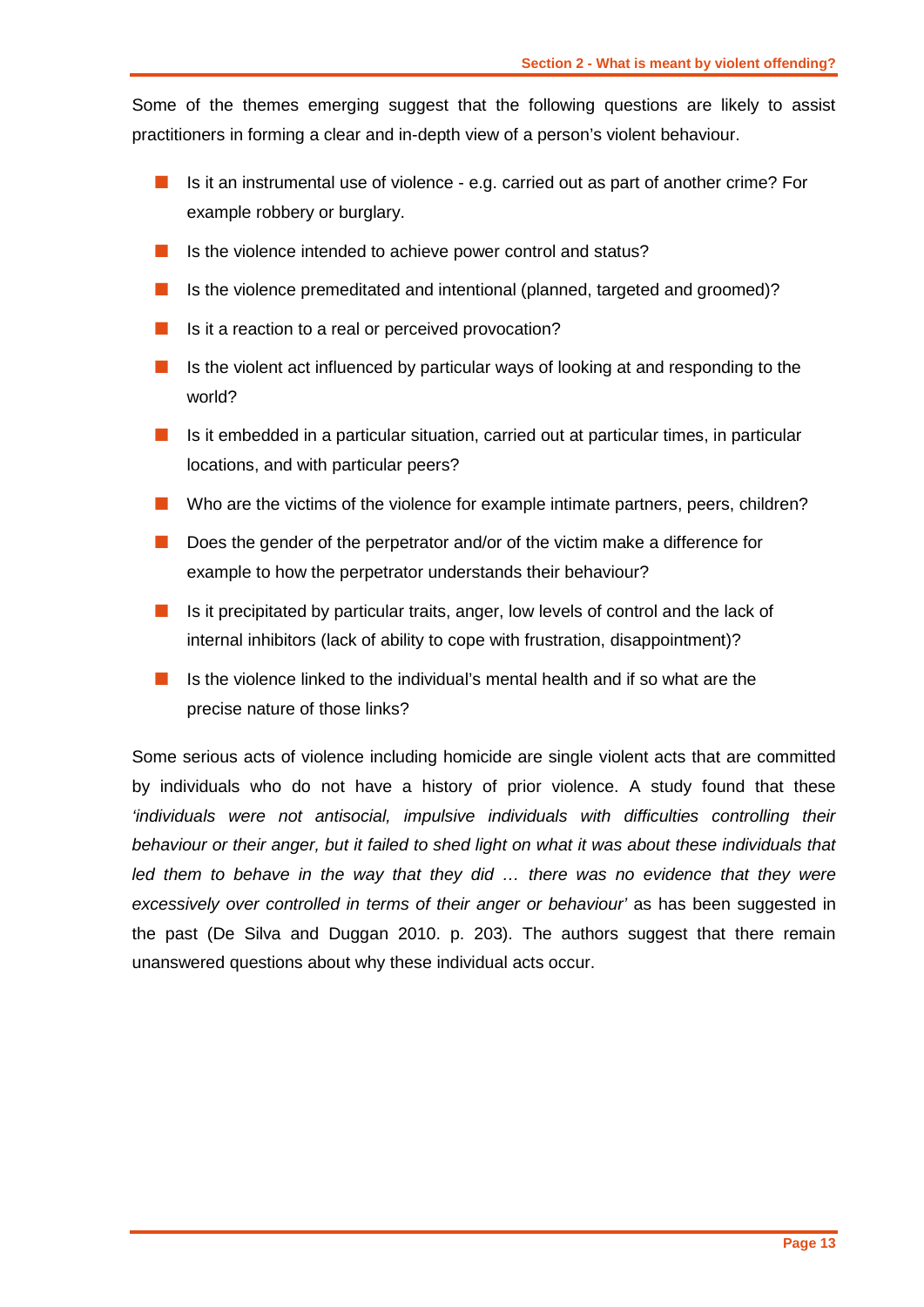Some of the themes emerging suggest that the following questions are likely to assist practitioners in forming a clear and in-depth view of a person's violent behaviour.

- Is it an instrumental use of violence - e.g. carried out as part of another crime? For example robbery or burglary.
- Is the violence intended to achieve power control and status?
- Is the violence premeditated and intentional (planned, targeted and groomed)?
- Is it a reaction to a real or perceived provocation?
- Is the violent act influenced by particular ways of looking at and responding to the world?
- Is it embedded in a particular situation, carried out at particular times, in particular locations, and with particular peers?
- Who are the victims of the violence for example intimate partners, peers, children?
- Does the gender of the perpetrator and/or of the victim make a difference for example to how the perpetrator understands their behaviour?
- Is it precipitated by particular traits, anger, low levels of control and the lack of internal inhibitors (lack of ability to cope with frustration, disappointment)?
- Is the violence linked to the individual's mental health and if so what are the precise nature of those links?

Some serious acts of violence including homicide are single violent acts that are committed by individuals who do not have a history of prior violence. A study found that these *'individuals were not antisocial, impulsive individuals with difficulties controlling their behaviour or their anger, but it failed to shed light on what it was about these individuals that led them to behave in the way that they did … there was no evidence that they were excessively over controlled in terms of their anger or behaviour'* as has been suggested in the past (De Silva and Duggan 2010. p. 203). The authors suggest that there remain unanswered questions about why these individual acts occur.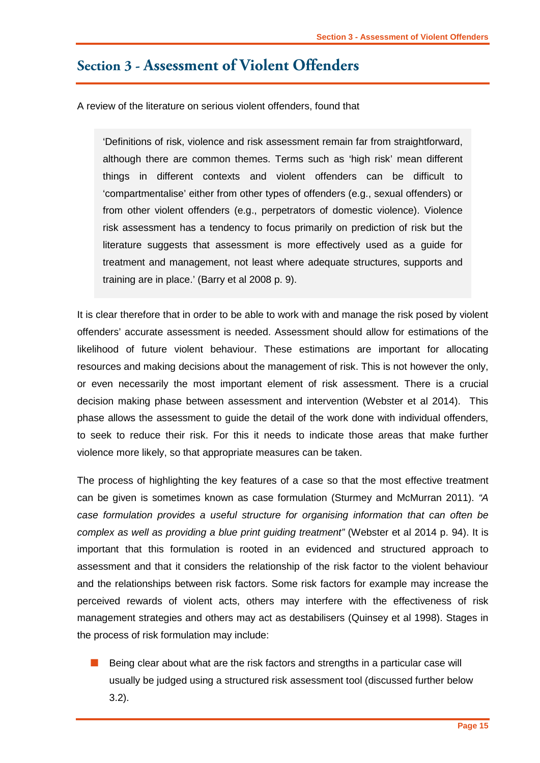# Section 3 - Assessment of Violent Offenders

A review of the literature on serious violent offenders, found that

> 'Definitions of risk, violence and risk assessment remain far from straightforward, although there are common themes. Terms such as 'high risk' mean different things in different contexts and violent offenders can be difficult to 'compartmentalise' either from other types of offenders (e.g., sexual offenders) or from other violent offenders (e.g., perpetrators of domestic violence). Violence risk assessment has a tendency to focus primarily on prediction of risk but the literature suggests that assessment is more effectively used as a guide for treatment and management, not least where adequate structures, supports and training are in place.' (Barry et al 2008 p. 9).

It is clear therefore that in order to be able to work with and manage the risk posed by violent offenders' accurate assessment is needed. Assessment should allow for estimations of the likelihood of future violent behaviour. These estimations are important for allocating resources and making decisions about the management of risk. This is not however the only, or even necessarily the most important element of risk assessment. There is a crucial decision making phase between assessment and intervention (Webster et al 2014). This phase allows the assessment to guide the detail of the work done with individual offenders, to seek to reduce their risk. For this it needs to indicate those areas that make further violence more likely, so that appropriate measures can be taken.

The process of highlighting the key features of a case so that the most effective treatment can be given is sometimes known as case formulation (Sturmey and McMurran 2011). *"A case formulation provides a useful structure for organising information that can often be complex as well as providing a blue print guiding treatment"* (Webster et al 2014 p. 94). It is important that this formulation is rooted in an evidenced and structured approach to assessment and that it considers the relationship of the risk factor to the violent behaviour and the relationships between risk factors. Some risk factors for example may increase the perceived rewards of violent acts, others may interfere with the effectiveness of risk management strategies and others may act as destabilisers (Quinsey et al 1998). Stages in the process of risk formulation may include:

- Being clear about what are the risk factors and strengths in a particular case will usually be judged using a structured risk assessment tool (discussed further below 3.2).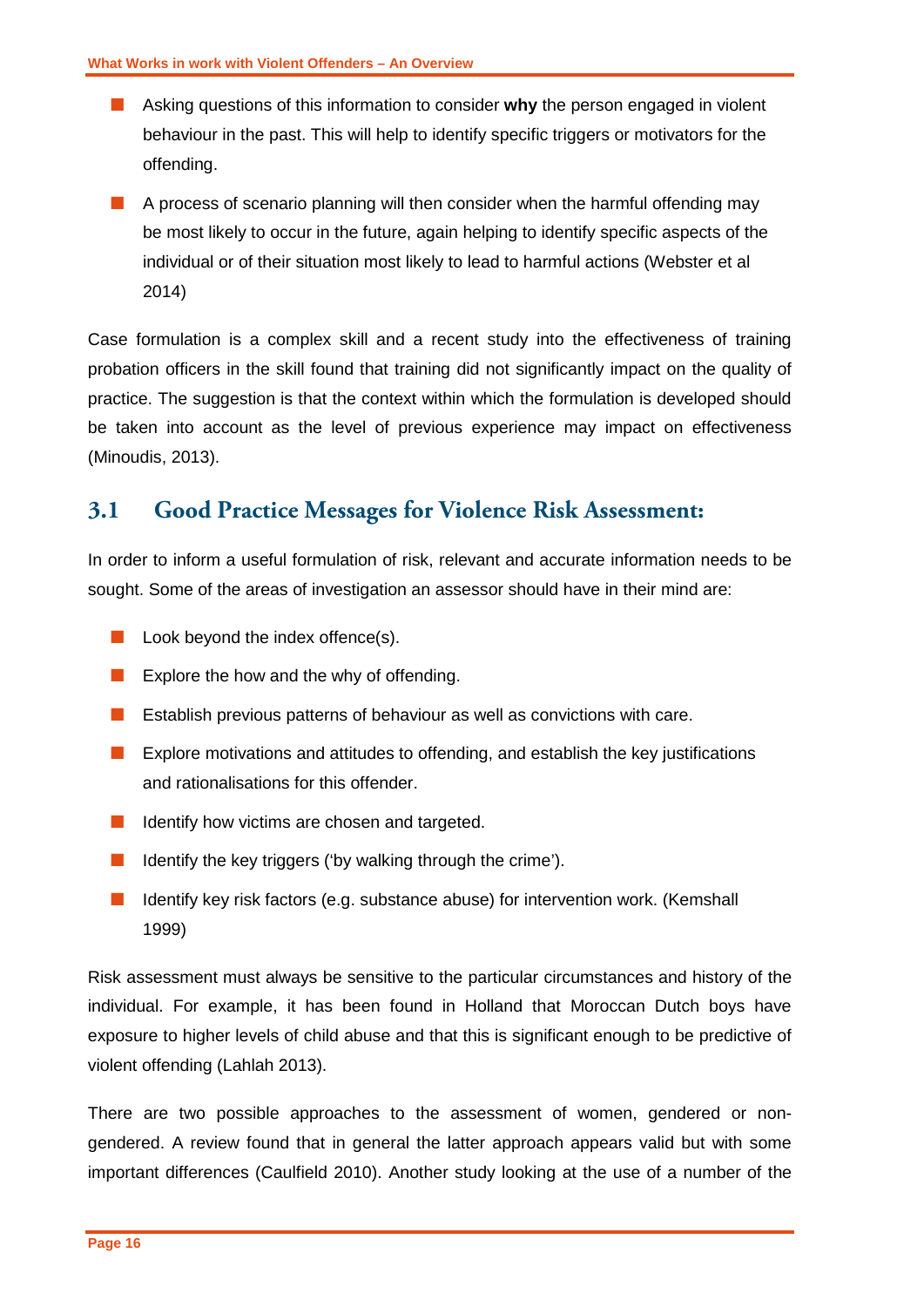- Asking questions of this information to consider **why** the person engaged in violent behaviour in the past. This will help to identify specific triggers or motivators for the offending.
- A process of scenario planning will then consider when the harmful offending may be most likely to occur in the future, again helping to identify specific aspects of the individual or of their situation most likely to lead to harmful actions (Webster et al 2014)

Case formulation is a complex skill and a recent study into the effectiveness of training probation officers in the skill found that training did not significantly impact on the quality of practice. The suggestion is that the context within which the formulation is developed should be taken into account as the level of previous experience may impact on effectiveness (Minoudis, 2013).

## 3.1 Good Practice Messages for Violence Risk Assessment:

In order to inform a useful formulation of risk, relevant and accurate information needs to be sought. Some of the areas of investigation an assessor should have in their mind are:

- Look beyond the index offence(s).
- Explore the how and the why of offending.
- Establish previous patterns of behaviour as well as convictions with care.
- Explore motivations and attitudes to offending, and establish the key justifications and rationalisations for this offender.
- Identify how victims are chosen and targeted.
- Identify the key triggers ('by walking through the crime').
- Identify key risk factors (e.g. substance abuse) for intervention work. (Kemshall 1999)

Risk assessment must always be sensitive to the particular circumstances and history of the individual. For example, it has been found in Holland that Moroccan Dutch boys have exposure to higher levels of child abuse and that this is significant enough to be predictive of violent offending (Lahlah 2013).

There are two possible approaches to the assessment of women, gendered or non-gendered. A review found that in general the latter approach appears valid but with some important differences (Caulfield 2010). Another study looking at the use of a number of the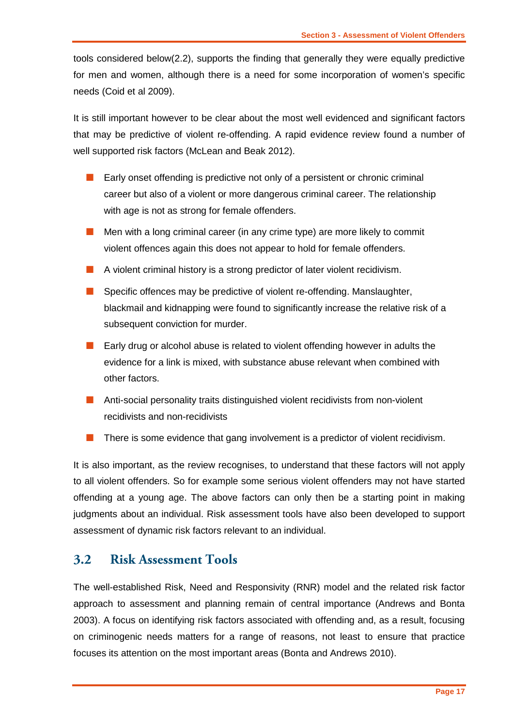tools considered below(2.2), supports the finding that generally they were equally predictive for men and women, although there is a need for some incorporation of women's specific needs (Coid et al 2009).

It is still important however to be clear about the most well evidenced and significant factors that may be predictive of violent re-offending. A rapid evidence review found a number of well supported risk factors (McLean and Beak 2012).

- Early onset offending is predictive not only of a persistent or chronic criminal career but also of a violent or more dangerous criminal career. The relationship with age is not as strong for female offenders.
- Men with a long criminal career (in any crime type) are more likely to commit violent offences again this does not appear to hold for female offenders.
- A violent criminal history is a strong predictor of later violent recidivism.
- Specific offences may be predictive of violent re-offending. Manslaughter, blackmail and kidnapping were found to significantly increase the relative risk of a subsequent conviction for murder.
- Early drug or alcohol abuse is related to violent offending however in adults the evidence for a link is mixed, with substance abuse relevant when combined with other factors.
- Anti-social personality traits distinguished violent recidivists from non-violent recidivists and non-recidivists
- There is some evidence that gang involvement is a predictor of violent recidivism.

It is also important, as the review recognises, to understand that these factors will not apply to all violent offenders. So for example some serious violent offenders may not have started offending at a young age. The above factors can only then be a starting point in making judgments about an individual. Risk assessment tools have also been developed to support assessment of dynamic risk factors relevant to an individual.

## 3.2 Risk Assessment Tools

The well-established Risk, Need and Responsivity (RNR) model and the related risk factor approach to assessment and planning remain of central importance (Andrews and Bonta 2003). A focus on identifying risk factors associated with offending and, as a result, focusing on criminogenic needs matters for a range of reasons, not least to ensure that practice focuses its attention on the most important areas (Bonta and Andrews 2010).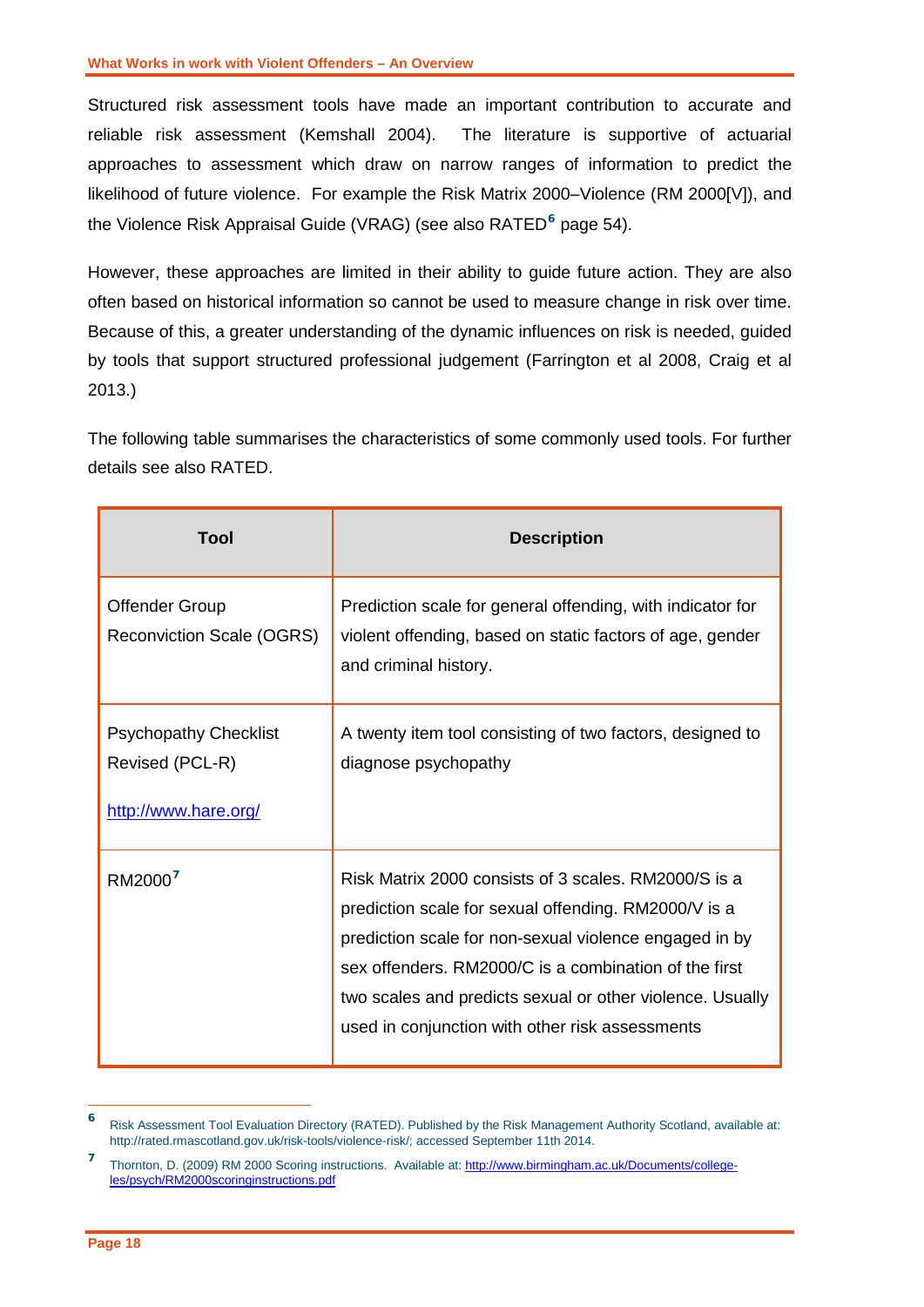Structured risk assessment tools have made an important contribution to accurate and reliable risk assessment (Kemshall 2004). The literature is supportive of actuarial approaches to assessment which draw on narrow ranges of information to predict the likelihood of future violence. For example the Risk Matrix 2000–Violence (RM 2000[V]), and the Violence Risk Appraisal Guide (VRAG) (see also RATED[6] page 54).

However, these approaches are limited in their ability to guide future action. They are also often based on historical information so cannot be used to measure change in risk over time. Because of this, a greater understanding of the dynamic influences on risk is needed, guided by tools that support structured professional judgement (Farrington et al 2008, Craig et al 2013.)

The following table summarises the characteristics of some commonly used tools. For further details see also RATED.

| Tool | Description |
|---|---|
| Offender Group Reconviction Scale (OGRS) | Prediction scale for general offending, with indicator for violent offending, based on static factors of age, gender and criminal history. |
| Psychopathy Checklist Revised (PCL-R) [http://www.hare.org/](http://www.hare.org/) | A twenty item tool consisting of two factors, designed to diagnose psychopathy |
| RM2000[7] | Risk Matrix 2000 consists of 3 scales. RM2000/S is a prediction scale for sexual offending. RM2000/V is a prediction scale for non-sexual violence engaged in by sex offenders. RM2000/C is a combination of the first two scales and predicts sexual or other violence. Usually used in conjunction with other risk assessments |

[6] Risk Assessment Tool Evaluation Directory (RATED). Published by the Risk Management Authority Scotland, available at: http://rated.rmascotland.gov.uk/risk-tools/violence-risk/; accessed September 11th 2014.

[7] Thornton, D. (2009) RM 2000 Scoring instructions. Available at: [http://www.birmingham.ac.uk/Documents/college-les/psych/RM2000scoringinstructions.pdf](http://www.birmingham.ac.uk/Documents/college-les/psych/RM2000scoringinstructions.pdf)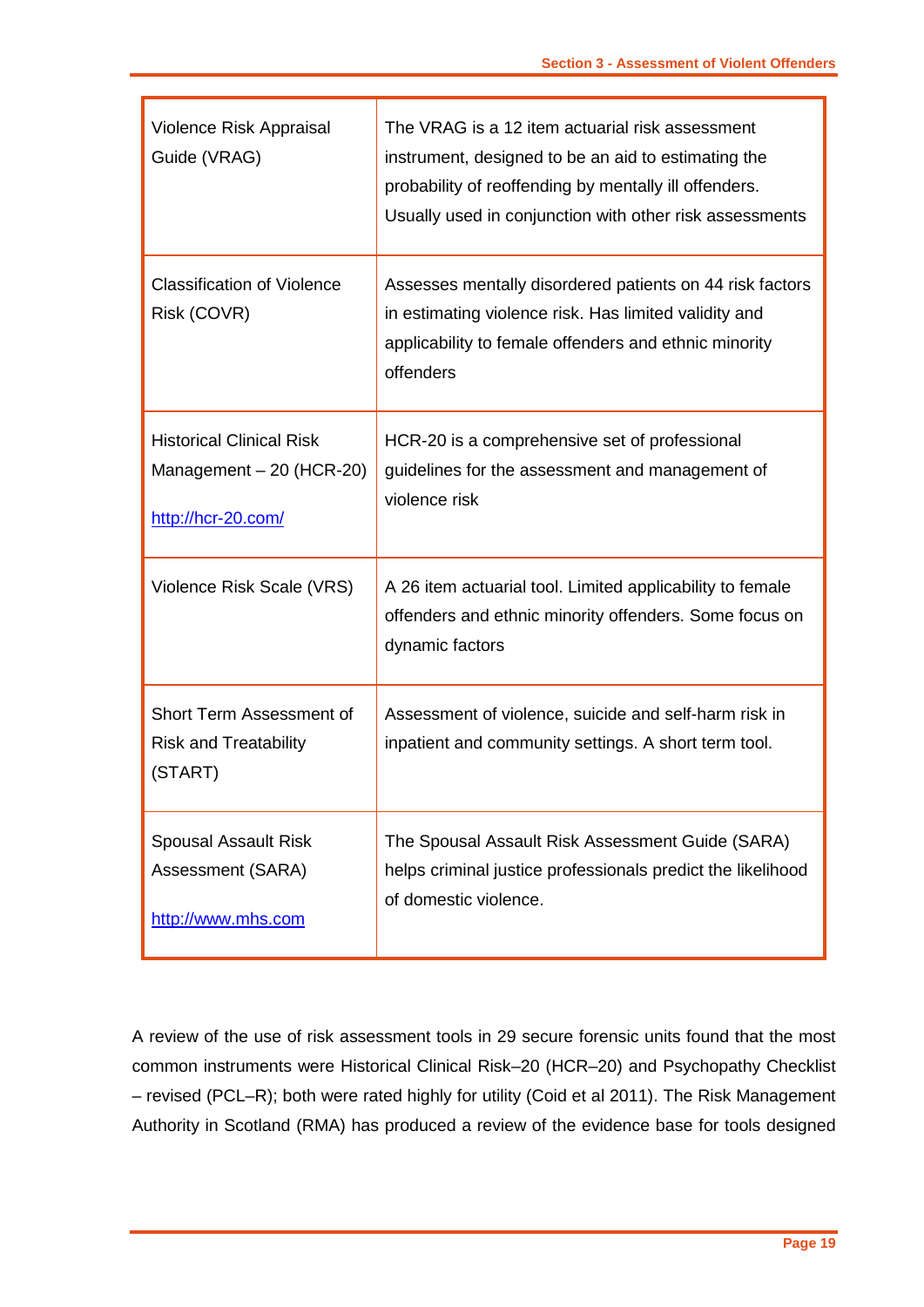| | |
|---|---|
| Violence Risk Appraisal Guide (VRAG) | The VRAG is a 12 item actuarial risk assessment instrument, designed to be an aid to estimating the probability of reoffending by mentally ill offenders. Usually used in conjunction with other risk assessments |
| Classification of Violence Risk (COVR) | Assesses mentally disordered patients on 44 risk factors in estimating violence risk. Has limited validity and applicability to female offenders and ethnic minority offenders |
| Historical Clinical Risk Management – 20 (HCR-20) http://hcr-20.com/ | HCR-20 is a comprehensive set of professional guidelines for the assessment and management of violence risk |
| Violence Risk Scale (VRS) | A 26 item actuarial tool. Limited applicability to female offenders and ethnic minority offenders. Some focus on dynamic factors |
| Short Term Assessment of Risk and Treatability (START) | Assessment of violence, suicide and self-harm risk in inpatient and community settings. A short term tool. |
| Spousal Assault Risk Assessment (SARA) http://www.mhs.com | The Spousal Assault Risk Assessment Guide (SARA) helps criminal justice professionals predict the likelihood of domestic violence. |

A review of the use of risk assessment tools in 29 secure forensic units found that the most common instruments were Historical Clinical Risk–20 (HCR–20) and Psychopathy Checklist – revised (PCL–R); both were rated highly for utility (Coid et al 2011). The Risk Management Authority in Scotland (RMA) has produced a review of the evidence base for tools designed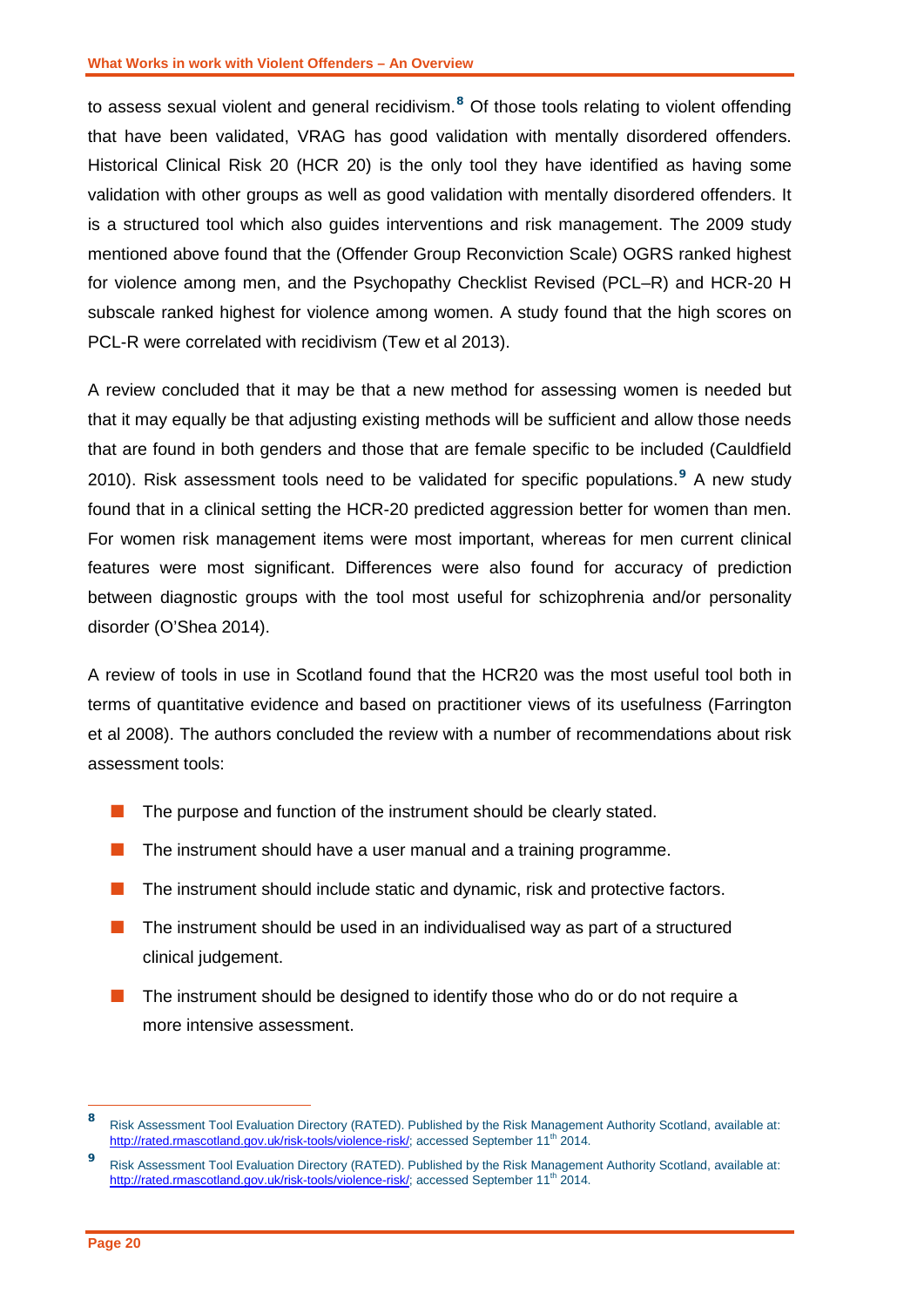to assess sexual violent and general recidivism.[8] Of those tools relating to violent offending that have been validated, VRAG has good validation with mentally disordered offenders. Historical Clinical Risk 20 (HCR 20) is the only tool they have identified as having some validation with other groups as well as good validation with mentally disordered offenders. It is a structured tool which also guides interventions and risk management. The 2009 study mentioned above found that the (Offender Group Reconviction Scale) OGRS ranked highest for violence among men, and the Psychopathy Checklist Revised (PCL–R) and HCR-20 H subscale ranked highest for violence among women. A study found that the high scores on PCL-R were correlated with recidivism (Tew et al 2013).

A review concluded that it may be that a new method for assessing women is needed but that it may equally be that adjusting existing methods will be sufficient and allow those needs that are found in both genders and those that are female specific to be included (Cauldfield 2010). Risk assessment tools need to be validated for specific populations.[9] A new study found that in a clinical setting the HCR-20 predicted aggression better for women than men. For women risk management items were most important, whereas for men current clinical features were most significant. Differences were also found for accuracy of prediction between diagnostic groups with the tool most useful for schizophrenia and/or personality disorder (O'Shea 2014).

A review of tools in use in Scotland found that the HCR20 was the most useful tool both in terms of quantitative evidence and based on practitioner views of its usefulness (Farrington et al 2008). The authors concluded the review with a number of recommendations about risk assessment tools:

- The purpose and function of the instrument should be clearly stated.
- The instrument should have a user manual and a training programme.
- The instrument should include static and dynamic, risk and protective factors.
- The instrument should be used in an individualised way as part of a structured clinical judgement.
- The instrument should be designed to identify those who do or do not require a more intensive assessment.

---

[8] Risk Assessment Tool Evaluation Directory (RATED). Published by the Risk Management Authority Scotland, available at: http://rated.rmascotland.gov.uk/risk-tools/violence-risk/; accessed September 11th 2014.

[9] Risk Assessment Tool Evaluation Directory (RATED). Published by the Risk Management Authority Scotland, available at: http://rated.rmascotland.gov.uk/risk-tools/violence-risk/; accessed September 11th 2014.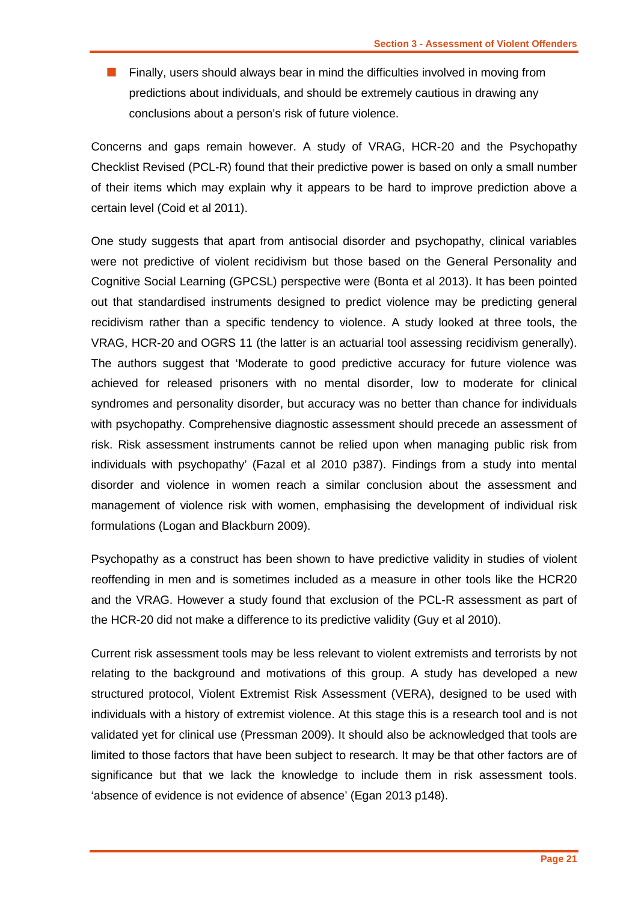- Finally, users should always bear in mind the difficulties involved in moving from predictions about individuals, and should be extremely cautious in drawing any conclusions about a person's risk of future violence.

Concerns and gaps remain however. A study of VRAG, HCR-20 and the Psychopathy Checklist Revised (PCL-R) found that their predictive power is based on only a small number of their items which may explain why it appears to be hard to improve prediction above a certain level (Coid et al 2011).

One study suggests that apart from antisocial disorder and psychopathy, clinical variables were not predictive of violent recidivism but those based on the General Personality and Cognitive Social Learning (GPCSL) perspective were (Bonta et al 2013). It has been pointed out that standardised instruments designed to predict violence may be predicting general recidivism rather than a specific tendency to violence. A study looked at three tools, the VRAG, HCR-20 and OGRS 11 (the latter is an actuarial tool assessing recidivism generally). The authors suggest that 'Moderate to good predictive accuracy for future violence was achieved for released prisoners with no mental disorder, low to moderate for clinical syndromes and personality disorder, but accuracy was no better than chance for individuals with psychopathy. Comprehensive diagnostic assessment should precede an assessment of risk. Risk assessment instruments cannot be relied upon when managing public risk from individuals with psychopathy' (Fazal et al 2010 p387). Findings from a study into mental disorder and violence in women reach a similar conclusion about the assessment and management of violence risk with women, emphasising the development of individual risk formulations (Logan and Blackburn 2009).

Psychopathy as a construct has been shown to have predictive validity in studies of violent reoffending in men and is sometimes included as a measure in other tools like the HCR20 and the VRAG. However a study found that exclusion of the PCL-R assessment as part of the HCR-20 did not make a difference to its predictive validity (Guy et al 2010).

Current risk assessment tools may be less relevant to violent extremists and terrorists by not relating to the background and motivations of this group. A study has developed a new structured protocol, Violent Extremist Risk Assessment (VERA), designed to be used with individuals with a history of extremist violence. At this stage this is a research tool and is not validated yet for clinical use (Pressman 2009). It should also be acknowledged that tools are limited to those factors that have been subject to research. It may be that other factors are of significance but that we lack the knowledge to include them in risk assessment tools. 'absence of evidence is not evidence of absence' (Egan 2013 p148).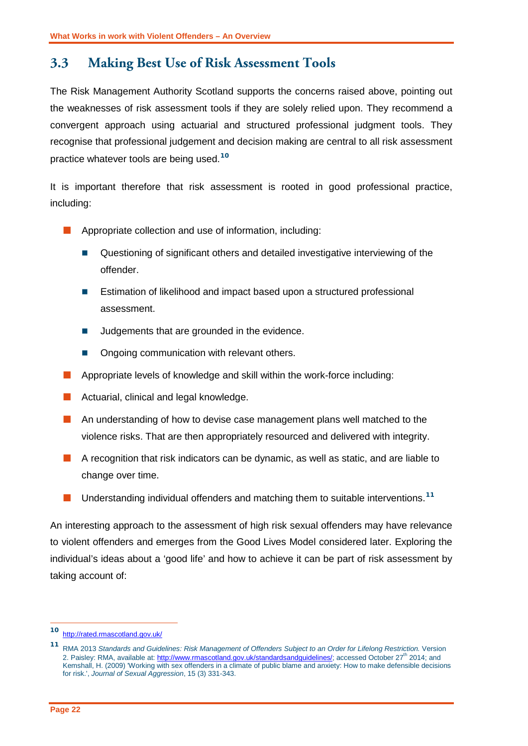## 3.3 Making Best Use of Risk Assessment Tools

The Risk Management Authority Scotland supports the concerns raised above, pointing out the weaknesses of risk assessment tools if they are solely relied upon. They recommend a convergent approach using actuarial and structured professional judgment tools. They recognise that professional judgement and decision making are central to all risk assessment practice whatever tools are being used.[10]

It is important therefore that risk assessment is rooted in good professional practice, including:

- Appropriate collection and use of information, including:
  - Questioning of significant others and detailed investigative interviewing of the offender.
  - Estimation of likelihood and impact based upon a structured professional assessment.
  - Judgements that are grounded in the evidence.
  - Ongoing communication with relevant others.
- Appropriate levels of knowledge and skill within the work-force including:
- Actuarial, clinical and legal knowledge.
- An understanding of how to devise case management plans well matched to the violence risks. That are then appropriately resourced and delivered with integrity.
- A recognition that risk indicators can be dynamic, as well as static, and are liable to change over time.
- Understanding individual offenders and matching them to suitable interventions.[11]

An interesting approach to the assessment of high risk sexual offenders may have relevance to violent offenders and emerges from the Good Lives Model considered later. Exploring the individual's ideas about a 'good life' and how to achieve it can be part of risk assessment by taking account of:

---

[10] http://rated.rmascotland.gov.uk/

[11] RMA 2013 *Standards and Guidelines: Risk Management of Offenders Subject to an Order for Lifelong Restriction.* Version 2. Paisley: RMA, available at: http://www.rmascotland.gov.uk/standardsandguidelines/; accessed October 27th 2014; and Kemshall, H. (2009) 'Working with sex offenders in a climate of public blame and anxiety: How to make defensible decisions for risk.', *Journal of Sexual Aggression*, 15 (3) 331-343.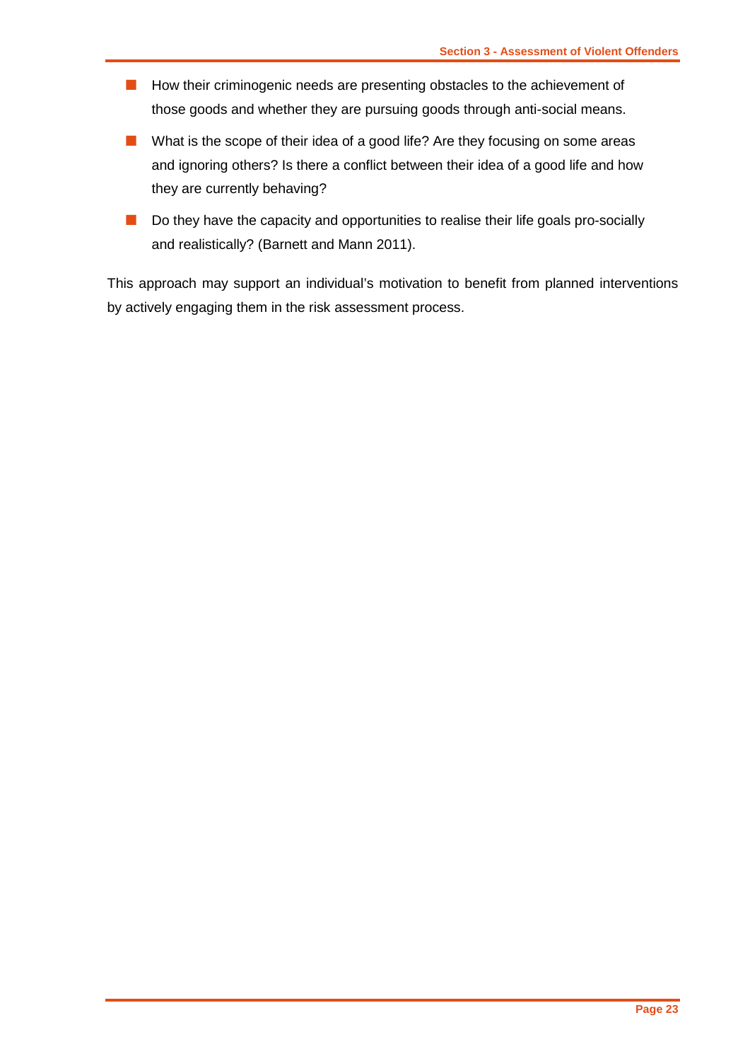- How their criminogenic needs are presenting obstacles to the achievement of those goods and whether they are pursuing goods through anti-social means.
- What is the scope of their idea of a good life? Are they focusing on some areas and ignoring others? Is there a conflict between their idea of a good life and how they are currently behaving?
- Do they have the capacity and opportunities to realise their life goals pro-socially and realistically? (Barnett and Mann 2011).

This approach may support an individual's motivation to benefit from planned interventions by actively engaging them in the risk assessment process.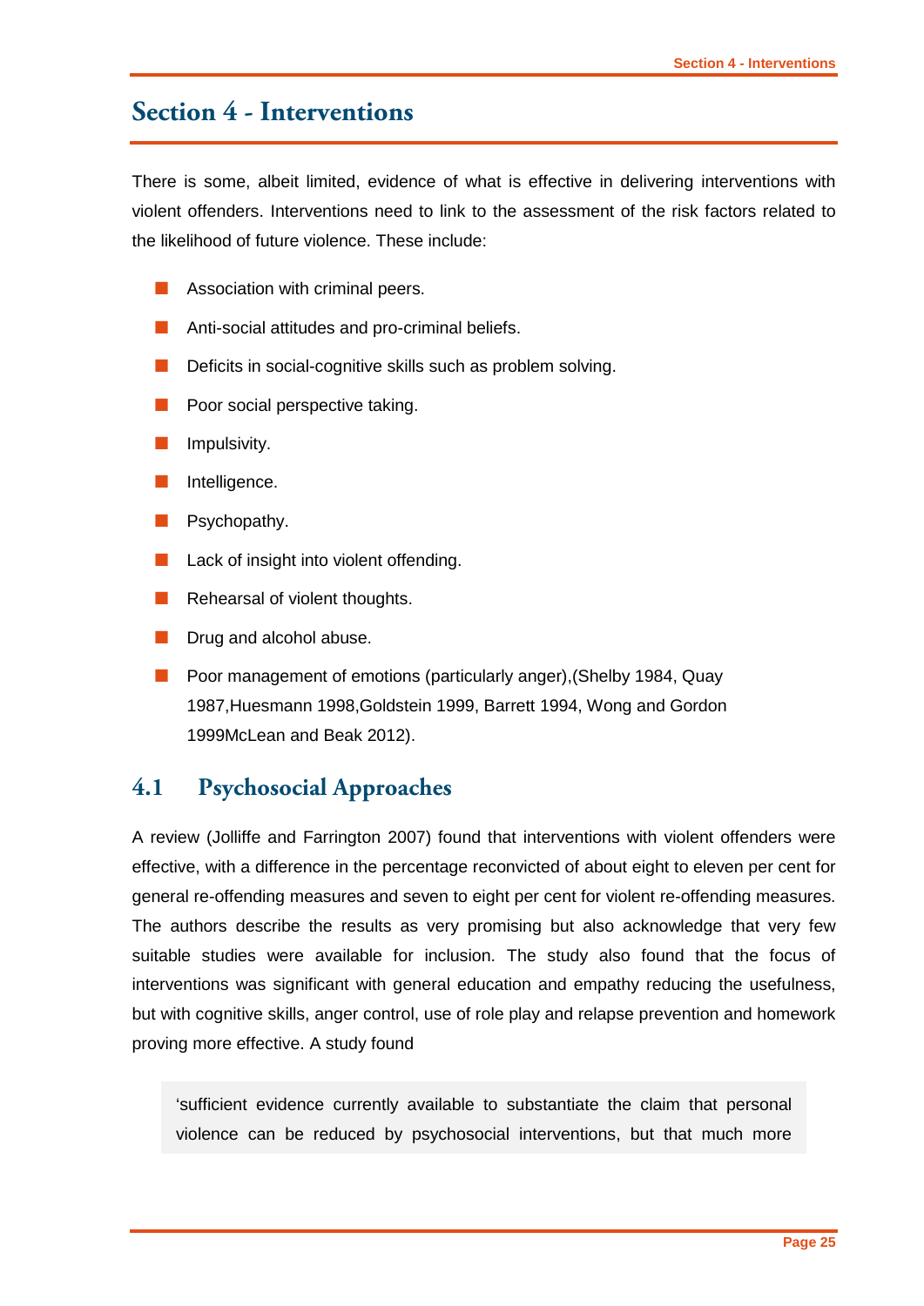# Section 4 - Interventions

There is some, albeit limited, evidence of what is effective in delivering interventions with violent offenders. Interventions need to link to the assessment of the risk factors related to the likelihood of future violence. These include:

- Association with criminal peers.
- Anti-social attitudes and pro-criminal beliefs.
- Deficits in social-cognitive skills such as problem solving.
- Poor social perspective taking.
- Impulsivity.
- Intelligence.
- Psychopathy.
- Lack of insight into violent offending.
- Rehearsal of violent thoughts.
- Drug and alcohol abuse.
- Poor management of emotions (particularly anger),(Shelby 1984, Quay 1987,Huesmann 1998,Goldstein 1999, Barrett 1994, Wong and Gordon 1999McLean and Beak 2012).

## 4.1 Psychosocial Approaches

A review (Jolliffe and Farrington 2007) found that interventions with violent offenders were effective, with a difference in the percentage reconvicted of about eight to eleven per cent for general re-offending measures and seven to eight per cent for violent re-offending measures. The authors describe the results as very promising but also acknowledge that very few suitable studies were available for inclusion. The study also found that the focus of interventions was significant with general education and empathy reducing the usefulness, but with cognitive skills, anger control, use of role play and relapse prevention and homework proving more effective. A study found

> 'sufficient evidence currently available to substantiate the claim that personal violence can be reduced by psychosocial interventions, but that much more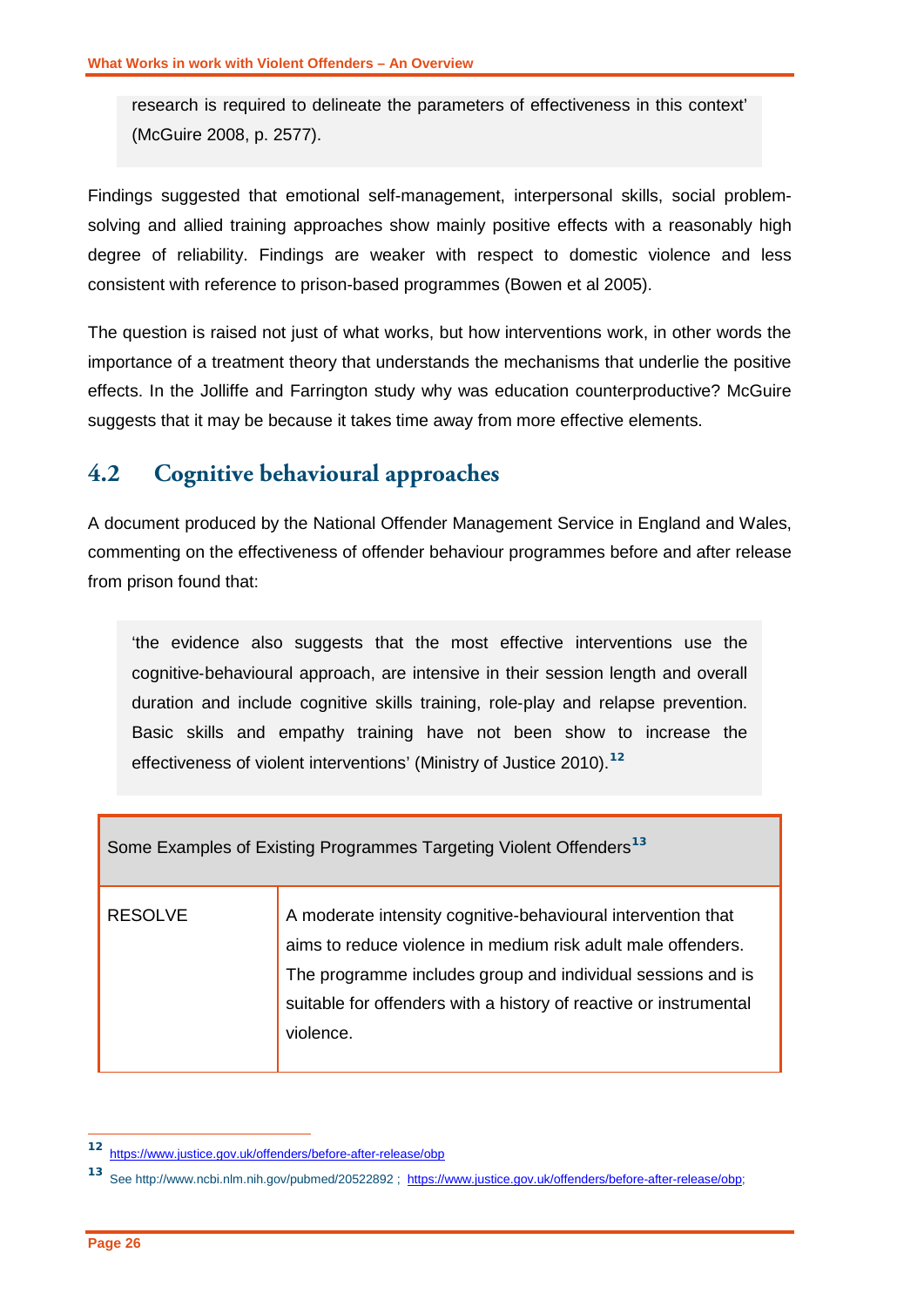> research is required to delineate the parameters of effectiveness in this context' (McGuire 2008, p. 2577).

Findings suggested that emotional self-management, interpersonal skills, social problem-solving and allied training approaches show mainly positive effects with a reasonably high degree of reliability. Findings are weaker with respect to domestic violence and less consistent with reference to prison-based programmes (Bowen et al 2005).

The question is raised not just of what works, but how interventions work, in other words the importance of a treatment theory that understands the mechanisms that underlie the positive effects. In the Jolliffe and Farrington study why was education counterproductive? McGuire suggests that it may be because it takes time away from more effective elements.

## 4.2 Cognitive behavioural approaches

A document produced by the National Offender Management Service in England and Wales, commenting on the effectiveness of offender behaviour programmes before and after release from prison found that:

> 'the evidence also suggests that the most effective interventions use the cognitive-behavioural approach, are intensive in their session length and overall duration and include cognitive skills training, role-play and relapse prevention. Basic skills and empathy training have not been show to increase the effectiveness of violent interventions' (Ministry of Justice 2010).[12]

| Some Examples of Existing Programmes Targeting Violent Offenders[13] | |
|---|---|
| RESOLVE | A moderate intensity cognitive-behavioural intervention that aims to reduce violence in medium risk adult male offenders. The programme includes group and individual sessions and is suitable for offenders with a history of reactive or instrumental violence. |

[12] https://www.justice.gov.uk/offenders/before-after-release/obp

[13] See http://www.ncbi.nlm.nih.gov/pubmed/20522892 ; https://www.justice.gov.uk/offenders/before-after-release/obp;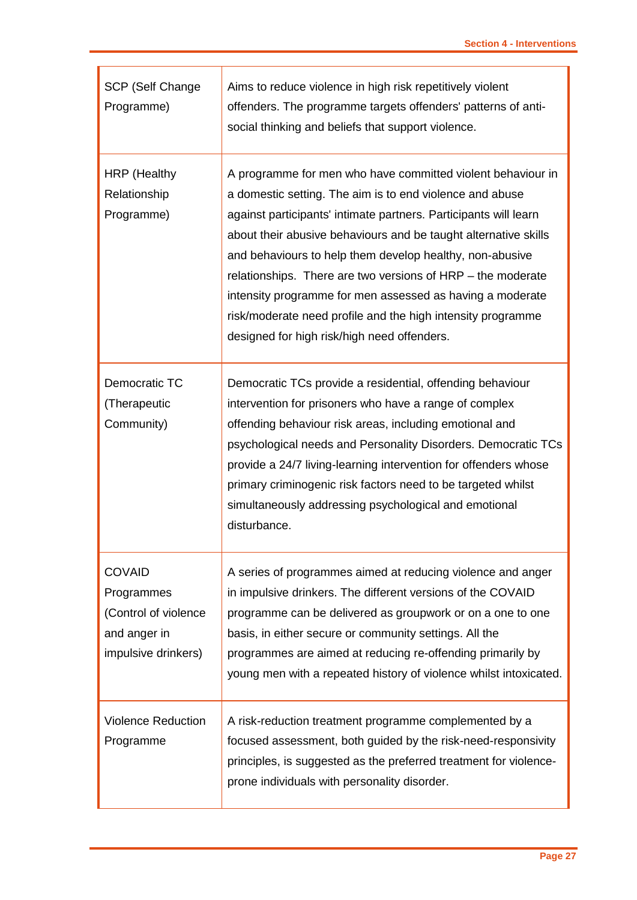| | |
|---|---|
| SCP (Self Change Programme) | Aims to reduce violence in high risk repetitively violent offenders. The programme targets offenders' patterns of anti-social thinking and beliefs that support violence. |
| HRP (Healthy Relationship Programme) | A programme for men who have committed violent behaviour in a domestic setting. The aim is to end violence and abuse against participants' intimate partners. Participants will learn about their abusive behaviours and be taught alternative skills and behaviours to help them develop healthy, non-abusive relationships. There are two versions of HRP – the moderate intensity programme for men assessed as having a moderate risk/moderate need profile and the high intensity programme designed for high risk/high need offenders. |
| Democratic TC (Therapeutic Community) | Democratic TCs provide a residential, offending behaviour intervention for prisoners who have a range of complex offending behaviour risk areas, including emotional and psychological needs and Personality Disorders. Democratic TCs provide a 24/7 living-learning intervention for offenders whose primary criminogenic risk factors need to be targeted whilst simultaneously addressing psychological and emotional disturbance. |
| COVAID Programmes (Control of violence and anger in impulsive drinkers) | A series of programmes aimed at reducing violence and anger in impulsive drinkers. The different versions of the COVAID programme can be delivered as groupwork or on a one to one basis, in either secure or community settings. All the programmes are aimed at reducing re-offending primarily by young men with a repeated history of violence whilst intoxicated. |
| Violence Reduction Programme | A risk-reduction treatment programme complemented by a focused assessment, both guided by the risk-need-responsivity principles, is suggested as the preferred treatment for violence-prone individuals with personality disorder. |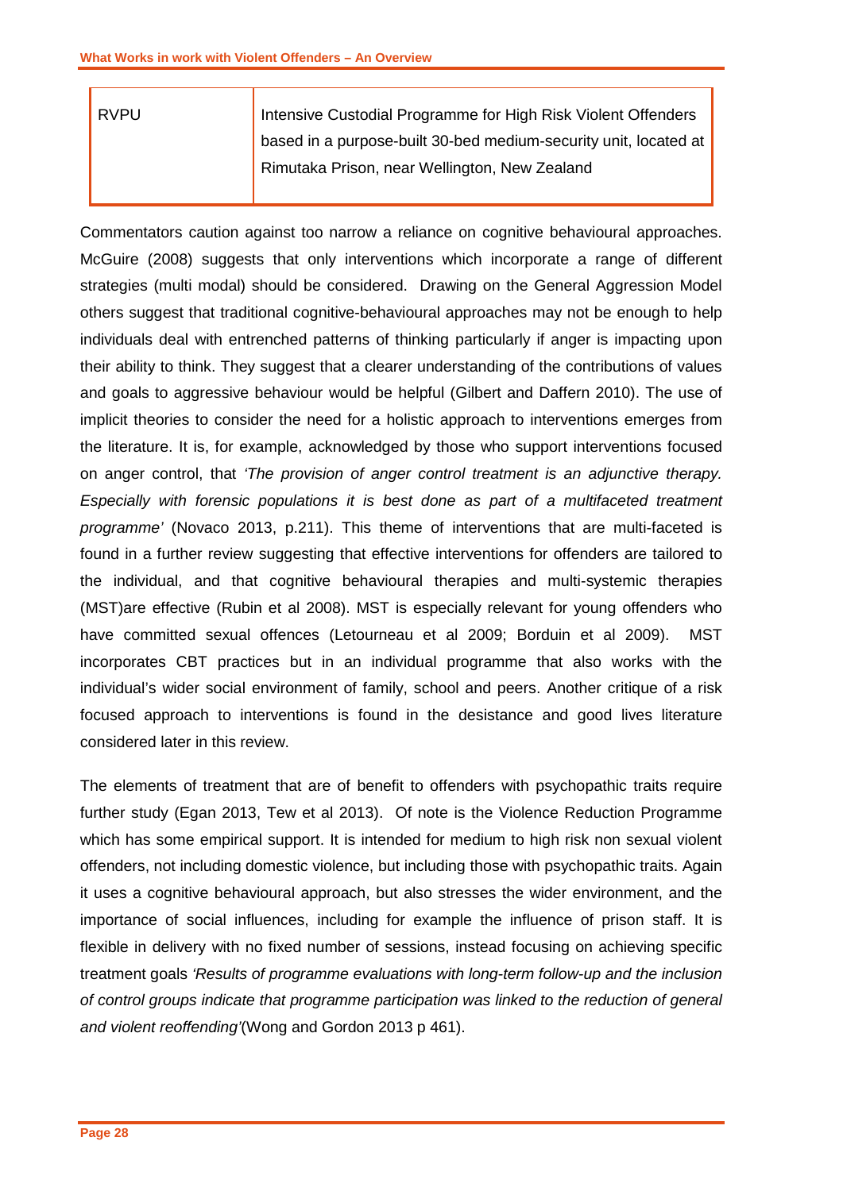| RVPU | Intensive Custodial Programme for High Risk Violent Offenders based in a purpose-built 30-bed medium-security unit, located at Rimutaka Prison, near Wellington, New Zealand |
|---|---|

Commentators caution against too narrow a reliance on cognitive behavioural approaches. McGuire (2008) suggests that only interventions which incorporate a range of different strategies (multi modal) should be considered. Drawing on the General Aggression Model others suggest that traditional cognitive-behavioural approaches may not be enough to help individuals deal with entrenched patterns of thinking particularly if anger is impacting upon their ability to think. They suggest that a clearer understanding of the contributions of values and goals to aggressive behaviour would be helpful (Gilbert and Daffern 2010). The use of implicit theories to consider the need for a holistic approach to interventions emerges from the literature. It is, for example, acknowledged by those who support interventions focused on anger control, that *'The provision of anger control treatment is an adjunctive therapy. Especially with forensic populations it is best done as part of a multifaceted treatment programme'* (Novaco 2013, p.211). This theme of interventions that are multi-faceted is found in a further review suggesting that effective interventions for offenders are tailored to the individual, and that cognitive behavioural therapies and multi-systemic therapies (MST)are effective (Rubin et al 2008). MST is especially relevant for young offenders who have committed sexual offences (Letourneau et al 2009; Borduin et al 2009). MST incorporates CBT practices but in an individual programme that also works with the individual's wider social environment of family, school and peers. Another critique of a risk focused approach to interventions is found in the desistance and good lives literature considered later in this review.

The elements of treatment that are of benefit to offenders with psychopathic traits require further study (Egan 2013, Tew et al 2013). Of note is the Violence Reduction Programme which has some empirical support. It is intended for medium to high risk non sexual violent offenders, not including domestic violence, but including those with psychopathic traits. Again it uses a cognitive behavioural approach, but also stresses the wider environment, and the importance of social influences, including for example the influence of prison staff. It is flexible in delivery with no fixed number of sessions, instead focusing on achieving specific treatment goals *'Results of programme evaluations with long-term follow-up and the inclusion of control groups indicate that programme participation was linked to the reduction of general and violent reoffending'*(Wong and Gordon 2013 p 461).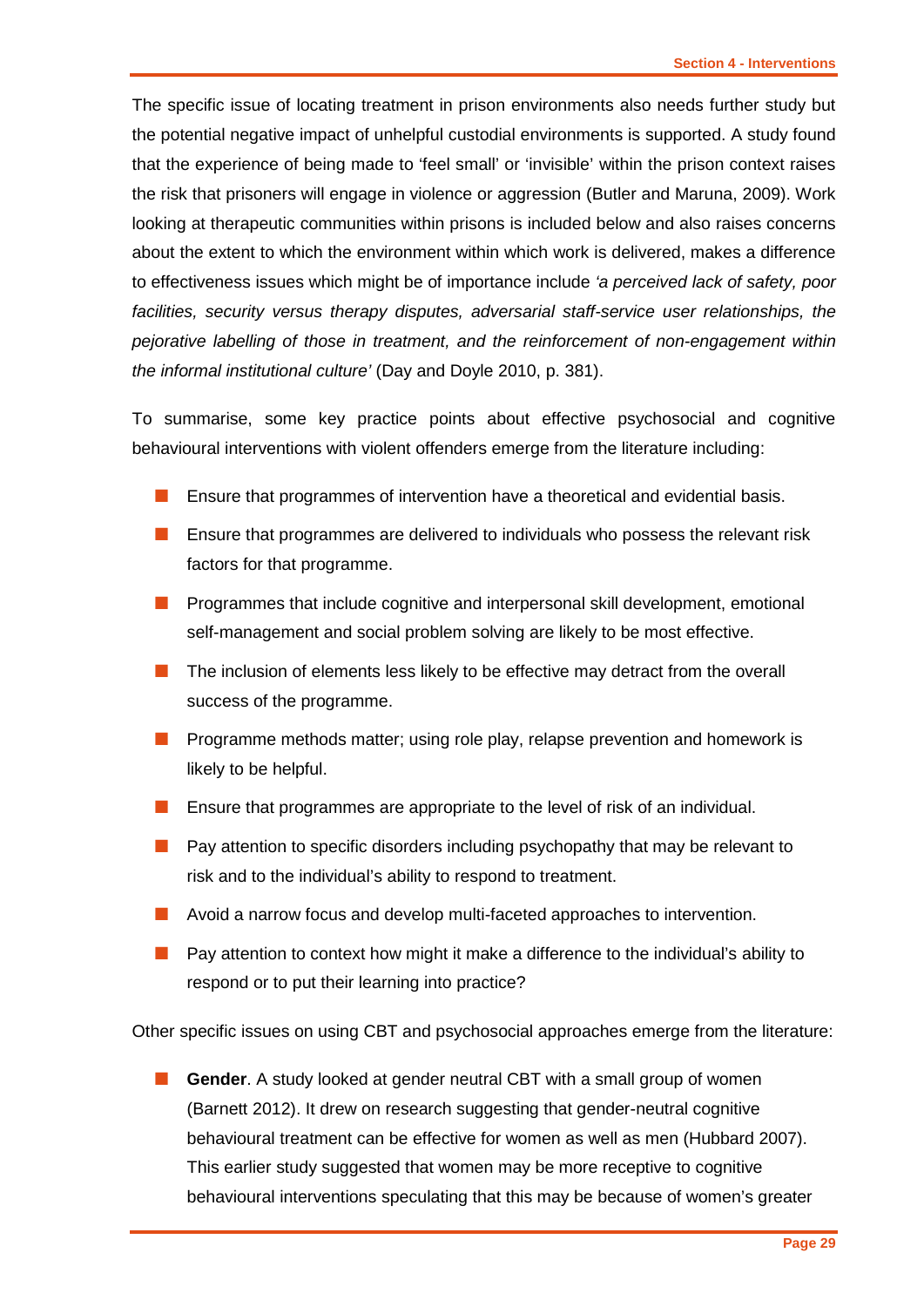The specific issue of locating treatment in prison environments also needs further study but the potential negative impact of unhelpful custodial environments is supported. A study found that the experience of being made to 'feel small' or 'invisible' within the prison context raises the risk that prisoners will engage in violence or aggression (Butler and Maruna, 2009). Work looking at therapeutic communities within prisons is included below and also raises concerns about the extent to which the environment within which work is delivered, makes a difference to effectiveness issues which might be of importance include *'a perceived lack of safety, poor facilities, security versus therapy disputes, adversarial staff-service user relationships, the pejorative labelling of those in treatment, and the reinforcement of non-engagement within the informal institutional culture'* (Day and Doyle 2010, p. 381).

To summarise, some key practice points about effective psychosocial and cognitive behavioural interventions with violent offenders emerge from the literature including:

- Ensure that programmes of intervention have a theoretical and evidential basis.
- Ensure that programmes are delivered to individuals who possess the relevant risk factors for that programme.
- Programmes that include cognitive and interpersonal skill development, emotional self-management and social problem solving are likely to be most effective.
- The inclusion of elements less likely to be effective may detract from the overall success of the programme.
- Programme methods matter; using role play, relapse prevention and homework is likely to be helpful.
- Ensure that programmes are appropriate to the level of risk of an individual.
- Pay attention to specific disorders including psychopathy that may be relevant to risk and to the individual's ability to respond to treatment.
- Avoid a narrow focus and develop multi-faceted approaches to intervention.
- Pay attention to context how might it make a difference to the individual's ability to respond or to put their learning into practice?

Other specific issues on using CBT and psychosocial approaches emerge from the literature:

- **Gender**. A study looked at gender neutral CBT with a small group of women (Barnett 2012). It drew on research suggesting that gender-neutral cognitive behavioural treatment can be effective for women as well as men (Hubbard 2007). This earlier study suggested that women may be more receptive to cognitive behavioural interventions speculating that this may be because of women's greater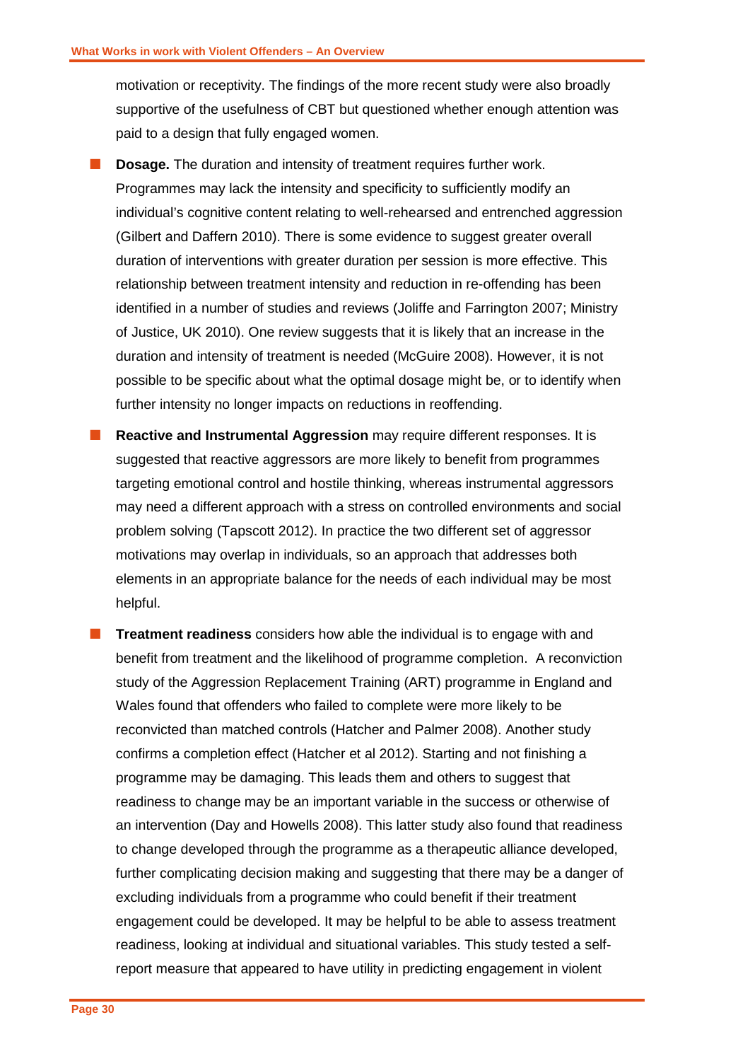motivation or receptivity. The findings of the more recent study were also broadly supportive of the usefulness of CBT but questioned whether enough attention was paid to a design that fully engaged women.

- **Dosage.** The duration and intensity of treatment requires further work. Programmes may lack the intensity and specificity to sufficiently modify an individual's cognitive content relating to well-rehearsed and entrenched aggression (Gilbert and Daffern 2010). There is some evidence to suggest greater overall duration of interventions with greater duration per session is more effective. This relationship between treatment intensity and reduction in re-offending has been identified in a number of studies and reviews (Joliffe and Farrington 2007; Ministry of Justice, UK 2010). One review suggests that it is likely that an increase in the duration and intensity of treatment is needed (McGuire 2008). However, it is not possible to be specific about what the optimal dosage might be, or to identify when further intensity no longer impacts on reductions in reoffending.

- **Reactive and Instrumental Aggression** may require different responses. It is suggested that reactive aggressors are more likely to benefit from programmes targeting emotional control and hostile thinking, whereas instrumental aggressors may need a different approach with a stress on controlled environments and social problem solving (Tapscott 2012). In practice the two different set of aggressor motivations may overlap in individuals, so an approach that addresses both elements in an appropriate balance for the needs of each individual may be most helpful.

- **Treatment readiness** considers how able the individual is to engage with and benefit from treatment and the likelihood of programme completion. A reconviction study of the Aggression Replacement Training (ART) programme in England and Wales found that offenders who failed to complete were more likely to be reconvicted than matched controls (Hatcher and Palmer 2008). Another study confirms a completion effect (Hatcher et al 2012). Starting and not finishing a programme may be damaging. This leads them and others to suggest that readiness to change may be an important variable in the success or otherwise of an intervention (Day and Howells 2008). This latter study also found that readiness to change developed through the programme as a therapeutic alliance developed, further complicating decision making and suggesting that there may be a danger of excluding individuals from a programme who could benefit if their treatment engagement could be developed. It may be helpful to be able to assess treatment readiness, looking at individual and situational variables. This study tested a self-report measure that appeared to have utility in predicting engagement in violent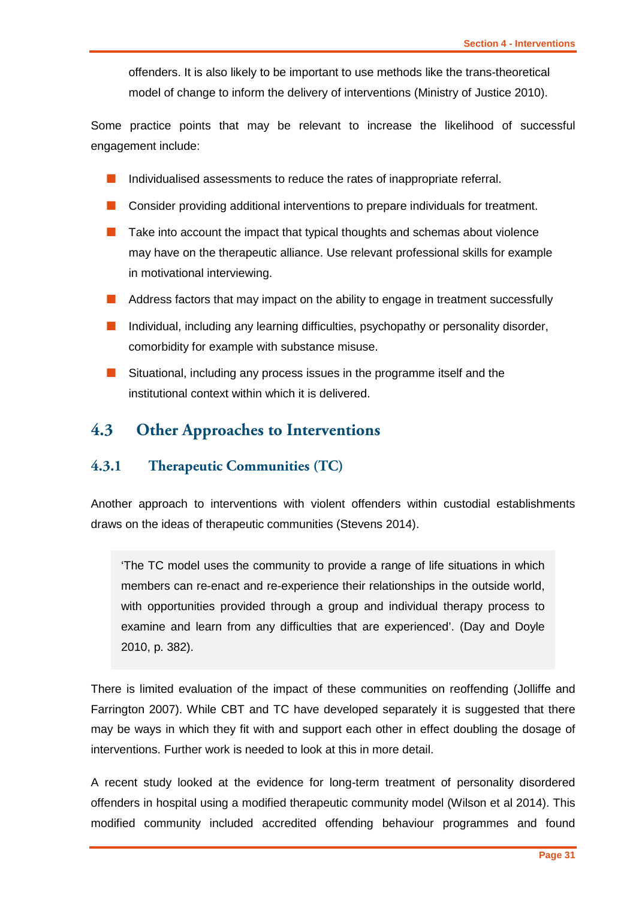offenders. It is also likely to be important to use methods like the trans-theoretical model of change to inform the delivery of interventions (Ministry of Justice 2010).

Some practice points that may be relevant to increase the likelihood of successful engagement include:

- Individualised assessments to reduce the rates of inappropriate referral.
- Consider providing additional interventions to prepare individuals for treatment.
- Take into account the impact that typical thoughts and schemas about violence may have on the therapeutic alliance. Use relevant professional skills for example in motivational interviewing.
- Address factors that may impact on the ability to engage in treatment successfully
- Individual, including any learning difficulties, psychopathy or personality disorder, comorbidity for example with substance misuse.
- Situational, including any process issues in the programme itself and the institutional context within which it is delivered.

## 4.3 Other Approaches to Interventions

### 4.3.1 Therapeutic Communities (TC)

Another approach to interventions with violent offenders within custodial establishments draws on the ideas of therapeutic communities (Stevens 2014).

> 'The TC model uses the community to provide a range of life situations in which members can re-enact and re-experience their relationships in the outside world, with opportunities provided through a group and individual therapy process to examine and learn from any difficulties that are experienced'. (Day and Doyle 2010, p. 382).

There is limited evaluation of the impact of these communities on reoffending (Jolliffe and Farrington 2007). While CBT and TC have developed separately it is suggested that there may be ways in which they fit with and support each other in effect doubling the dosage of interventions. Further work is needed to look at this in more detail.

A recent study looked at the evidence for long-term treatment of personality disordered offenders in hospital using a modified therapeutic community model (Wilson et al 2014). This modified community included accredited offending behaviour programmes and found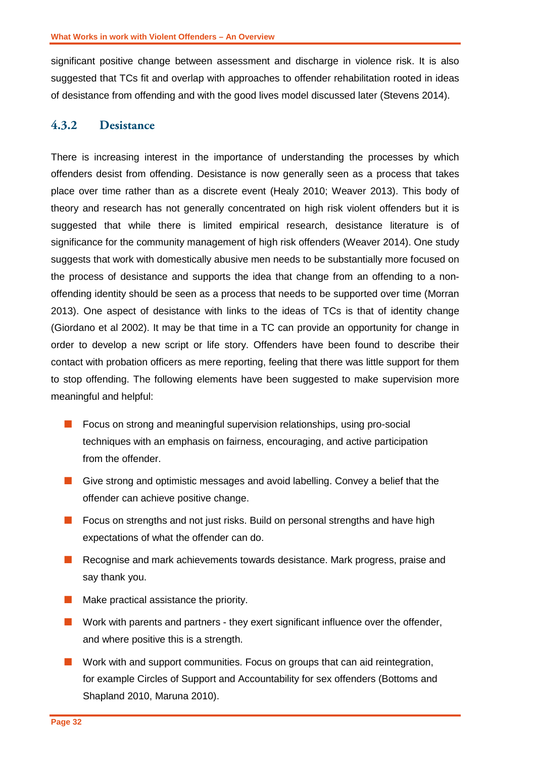significant positive change between assessment and discharge in violence risk. It is also suggested that TCs fit and overlap with approaches to offender rehabilitation rooted in ideas of desistance from offending and with the good lives model discussed later (Stevens 2014).

### 4.3.2 Desistance

There is increasing interest in the importance of understanding the processes by which offenders desist from offending. Desistance is now generally seen as a process that takes place over time rather than as a discrete event (Healy 2010; Weaver 2013). This body of theory and research has not generally concentrated on high risk violent offenders but it is suggested that while there is limited empirical research, desistance literature is of significance for the community management of high risk offenders (Weaver 2014). One study suggests that work with domestically abusive men needs to be substantially more focused on the process of desistance and supports the idea that change from an offending to a non-offending identity should be seen as a process that needs to be supported over time (Morran 2013). One aspect of desistance with links to the ideas of TCs is that of identity change (Giordano et al 2002). It may be that time in a TC can provide an opportunity for change in order to develop a new script or life story. Offenders have been found to describe their contact with probation officers as mere reporting, feeling that there was little support for them to stop offending. The following elements have been suggested to make supervision more meaningful and helpful:

- Focus on strong and meaningful supervision relationships, using pro-social techniques with an emphasis on fairness, encouraging, and active participation from the offender.
- Give strong and optimistic messages and avoid labelling. Convey a belief that the offender can achieve positive change.
- Focus on strengths and not just risks. Build on personal strengths and have high expectations of what the offender can do.
- Recognise and mark achievements towards desistance. Mark progress, praise and say thank you.
- Make practical assistance the priority.
- Work with parents and partners - they exert significant influence over the offender, and where positive this is a strength.
- Work with and support communities. Focus on groups that can aid reintegration, for example Circles of Support and Accountability for sex offenders (Bottoms and Shapland 2010, Maruna 2010).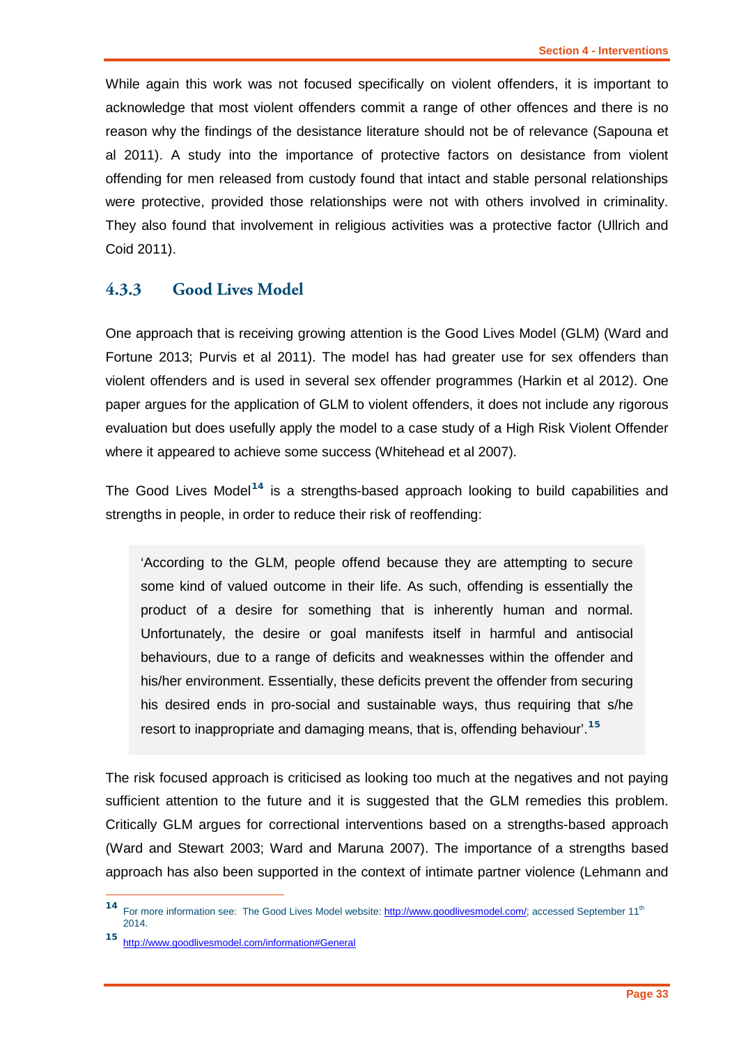While again this work was not focused specifically on violent offenders, it is important to acknowledge that most violent offenders commit a range of other offences and there is no reason why the findings of the desistance literature should not be of relevance (Sapouna et al 2011). A study into the importance of protective factors on desistance from violent offending for men released from custody found that intact and stable personal relationships were protective, provided those relationships were not with others involved in criminality. They also found that involvement in religious activities was a protective factor (Ullrich and Coid 2011).

### 4.3.3 Good Lives Model

One approach that is receiving growing attention is the Good Lives Model (GLM) (Ward and Fortune 2013; Purvis et al 2011). The model has had greater use for sex offenders than violent offenders and is used in several sex offender programmes (Harkin et al 2012). One paper argues for the application of GLM to violent offenders, it does not include any rigorous evaluation but does usefully apply the model to a case study of a High Risk Violent Offender where it appeared to achieve some success (Whitehead et al 2007).

The Good Lives Model[14] is a strengths-based approach looking to build capabilities and strengths in people, in order to reduce their risk of reoffending:

> 'According to the GLM, people offend because they are attempting to secure some kind of valued outcome in their life. As such, offending is essentially the product of a desire for something that is inherently human and normal. Unfortunately, the desire or goal manifests itself in harmful and antisocial behaviours, due to a range of deficits and weaknesses within the offender and his/her environment. Essentially, these deficits prevent the offender from securing his desired ends in pro-social and sustainable ways, thus requiring that s/he resort to inappropriate and damaging means, that is, offending behaviour'.[15]

The risk focused approach is criticised as looking too much at the negatives and not paying sufficient attention to the future and it is suggested that the GLM remedies this problem. Critically GLM argues for correctional interventions based on a strengths-based approach (Ward and Stewart 2003; Ward and Maruna 2007). The importance of a strengths based approach has also been supported in the context of intimate partner violence (Lehmann and

---

[14] For more information see: The Good Lives Model website: http://www.goodlivesmodel.com/; accessed September 11th 2014.

[15] http://www.goodlivesmodel.com/information#General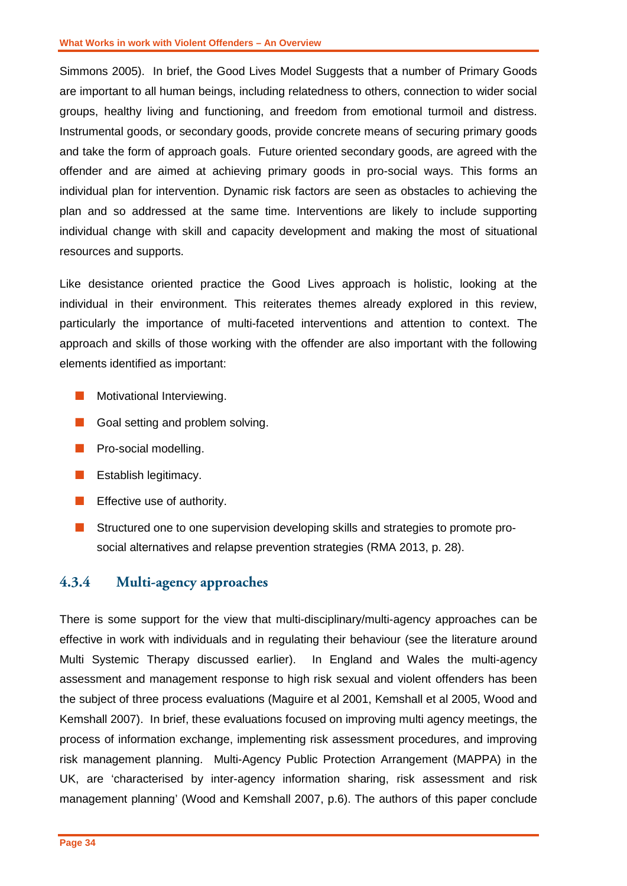Simmons 2005). In brief, the Good Lives Model Suggests that a number of Primary Goods are important to all human beings, including relatedness to others, connection to wider social groups, healthy living and functioning, and freedom from emotional turmoil and distress. Instrumental goods, or secondary goods, provide concrete means of securing primary goods and take the form of approach goals. Future oriented secondary goods, are agreed with the offender and are aimed at achieving primary goods in pro-social ways. This forms an individual plan for intervention. Dynamic risk factors are seen as obstacles to achieving the plan and so addressed at the same time. Interventions are likely to include supporting individual change with skill and capacity development and making the most of situational resources and supports.

Like desistance oriented practice the Good Lives approach is holistic, looking at the individual in their environment. This reiterates themes already explored in this review, particularly the importance of multi-faceted interventions and attention to context. The approach and skills of those working with the offender are also important with the following elements identified as important:

- Motivational Interviewing.
- Goal setting and problem solving.
- Pro-social modelling.
- Establish legitimacy.
- Effective use of authority.
- Structured one to one supervision developing skills and strategies to promote pro-social alternatives and relapse prevention strategies (RMA 2013, p. 28).

### 4.3.4 Multi-agency approaches

There is some support for the view that multi-disciplinary/multi-agency approaches can be effective in work with individuals and in regulating their behaviour (see the literature around Multi Systemic Therapy discussed earlier). In England and Wales the multi-agency assessment and management response to high risk sexual and violent offenders has been the subject of three process evaluations (Maguire et al 2001, Kemshall et al 2005, Wood and Kemshall 2007). In brief, these evaluations focused on improving multi agency meetings, the process of information exchange, implementing risk assessment procedures, and improving risk management planning. Multi-Agency Public Protection Arrangement (MAPPA) in the UK, are 'characterised by inter-agency information sharing, risk assessment and risk management planning' (Wood and Kemshall 2007, p.6). The authors of this paper conclude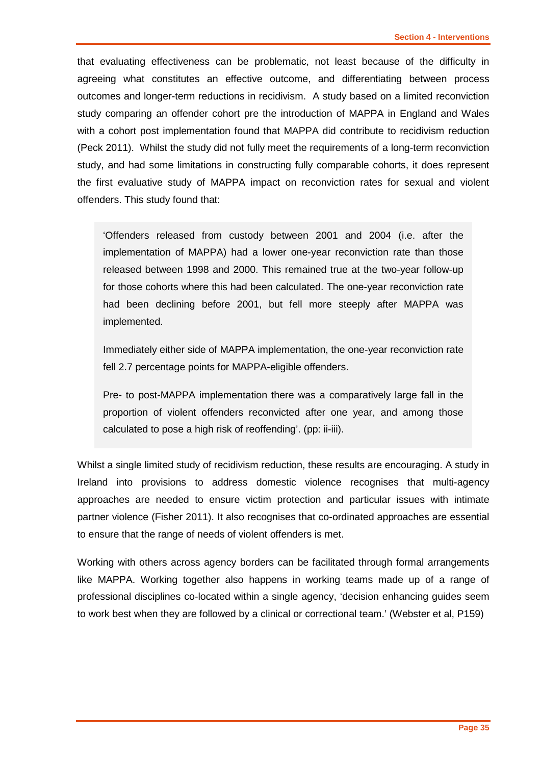that evaluating effectiveness can be problematic, not least because of the difficulty in agreeing what constitutes an effective outcome, and differentiating between process outcomes and longer-term reductions in recidivism. A study based on a limited reconviction study comparing an offender cohort pre the introduction of MAPPA in England and Wales with a cohort post implementation found that MAPPA did contribute to recidivism reduction (Peck 2011). Whilst the study did not fully meet the requirements of a long-term reconviction study, and had some limitations in constructing fully comparable cohorts, it does represent the first evaluative study of MAPPA impact on reconviction rates for sexual and violent offenders. This study found that:

> 'Offenders released from custody between 2001 and 2004 (i.e. after the implementation of MAPPA) had a lower one-year reconviction rate than those released between 1998 and 2000. This remained true at the two-year follow-up for those cohorts where this had been calculated. The one-year reconviction rate had been declining before 2001, but fell more steeply after MAPPA was implemented.
>
> Immediately either side of MAPPA implementation, the one-year reconviction rate fell 2.7 percentage points for MAPPA-eligible offenders.
>
> Pre- to post-MAPPA implementation there was a comparatively large fall in the proportion of violent offenders reconvicted after one year, and among those calculated to pose a high risk of reoffending'. (pp: ii-iii).

Whilst a single limited study of recidivism reduction, these results are encouraging. A study in Ireland into provisions to address domestic violence recognises that multi-agency approaches are needed to ensure victim protection and particular issues with intimate partner violence (Fisher 2011). It also recognises that co-ordinated approaches are essential to ensure that the range of needs of violent offenders is met.

Working with others across agency borders can be facilitated through formal arrangements like MAPPA. Working together also happens in working teams made up of a range of professional disciplines co-located within a single agency, 'decision enhancing guides seem to work best when they are followed by a clinical or correctional team.' (Webster et al, P159)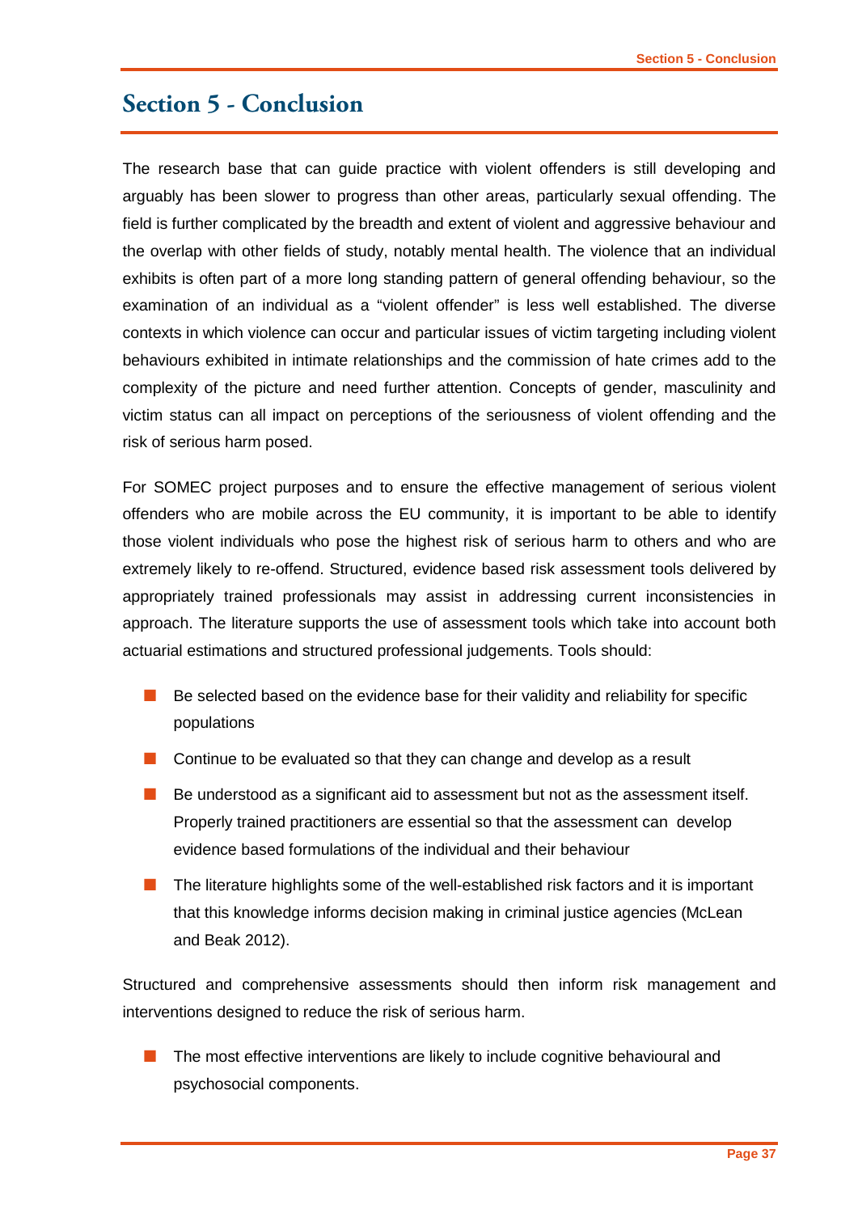# Section 5 - Conclusion

The research base that can guide practice with violent offenders is still developing and arguably has been slower to progress than other areas, particularly sexual offending. The field is further complicated by the breadth and extent of violent and aggressive behaviour and the overlap with other fields of study, notably mental health. The violence that an individual exhibits is often part of a more long standing pattern of general offending behaviour, so the examination of an individual as a "violent offender" is less well established. The diverse contexts in which violence can occur and particular issues of victim targeting including violent behaviours exhibited in intimate relationships and the commission of hate crimes add to the complexity of the picture and need further attention. Concepts of gender, masculinity and victim status can all impact on perceptions of the seriousness of violent offending and the risk of serious harm posed.

For SOMEC project purposes and to ensure the effective management of serious violent offenders who are mobile across the EU community, it is important to be able to identify those violent individuals who pose the highest risk of serious harm to others and who are extremely likely to re-offend. Structured, evidence based risk assessment tools delivered by appropriately trained professionals may assist in addressing current inconsistencies in approach. The literature supports the use of assessment tools which take into account both actuarial estimations and structured professional judgements. Tools should:

- Be selected based on the evidence base for their validity and reliability for specific populations
- Continue to be evaluated so that they can change and develop as a result
- Be understood as a significant aid to assessment but not as the assessment itself. Properly trained practitioners are essential so that the assessment can develop evidence based formulations of the individual and their behaviour
- The literature highlights some of the well-established risk factors and it is important that this knowledge informs decision making in criminal justice agencies (McLean and Beak 2012).

Structured and comprehensive assessments should then inform risk management and interventions designed to reduce the risk of serious harm.

- The most effective interventions are likely to include cognitive behavioural and psychosocial components.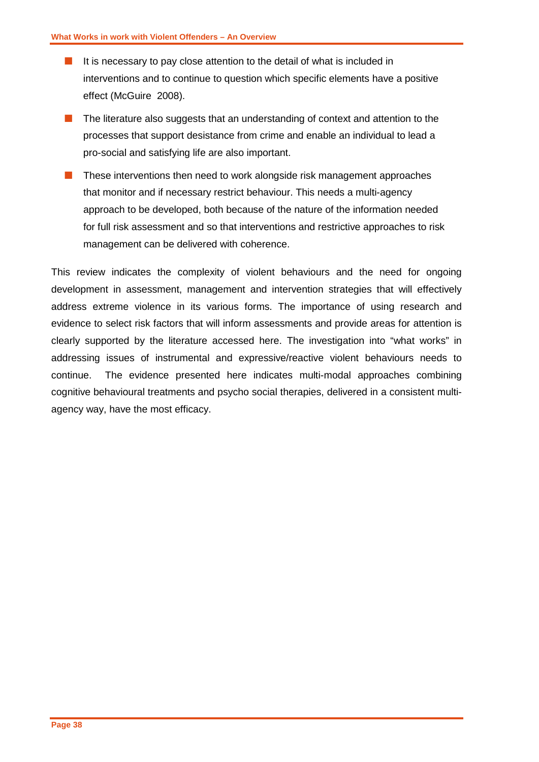- It is necessary to pay close attention to the detail of what is included in interventions and to continue to question which specific elements have a positive effect (McGuire  2008).
- The literature also suggests that an understanding of context and attention to the processes that support desistance from crime and enable an individual to lead a pro-social and satisfying life are also important.
- These interventions then need to work alongside risk management approaches that monitor and if necessary restrict behaviour. This needs a multi-agency approach to be developed, both because of the nature of the information needed for full risk assessment and so that interventions and restrictive approaches to risk management can be delivered with coherence.

This review indicates the complexity of violent behaviours and the need for ongoing development in assessment, management and intervention strategies that will effectively address extreme violence in its various forms. The importance of using research and evidence to select risk factors that will inform assessments and provide areas for attention is clearly supported by the literature accessed here. The investigation into "what works" in addressing issues of instrumental and expressive/reactive violent behaviours needs to continue.  The evidence presented here indicates multi-modal approaches combining cognitive behavioural treatments and psycho social therapies, delivered in a consistent multi-agency way, have the most efficacy.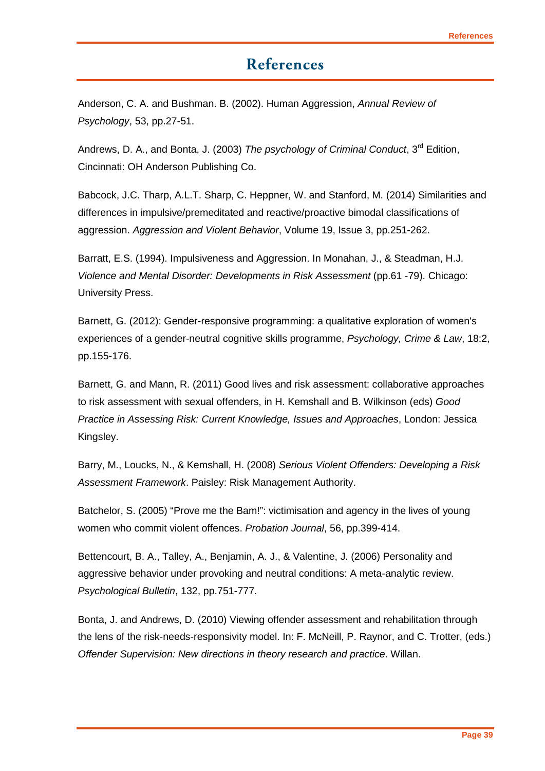# References

Anderson, C. A. and Bushman. B. (2002). Human Aggression, *Annual Review of Psychology*, 53, pp.27-51.

Andrews, D. A., and Bonta, J. (2003) *The psychology of Criminal Conduct*, 3rd Edition, Cincinnati: OH Anderson Publishing Co.

Babcock, J.C. Tharp, A.L.T. Sharp, C. Heppner, W. and Stanford, M. (2014) Similarities and differences in impulsive/premeditated and reactive/proactive bimodal classifications of aggression. *Aggression and Violent Behavior*, Volume 19, Issue 3, pp.251-262.

Barratt, E.S. (1994). Impulsiveness and Aggression. In Monahan, J., & Steadman, H.J. *Violence and Mental Disorder: Developments in Risk Assessment* (pp.61 -79). Chicago: University Press.

Barnett, G. (2012): Gender-responsive programming: a qualitative exploration of women's experiences of a gender-neutral cognitive skills programme, *Psychology, Crime & Law*, 18:2, pp.155-176.

Barnett, G. and Mann, R. (2011) Good lives and risk assessment: collaborative approaches to risk assessment with sexual offenders, in H. Kemshall and B. Wilkinson (eds) *Good Practice in Assessing Risk: Current Knowledge, Issues and Approaches*, London: Jessica Kingsley.

Barry, M., Loucks, N., & Kemshall, H. (2008) *Serious Violent Offenders: Developing a Risk Assessment Framework*. Paisley: Risk Management Authority.

Batchelor, S. (2005) "Prove me the Bam!": victimisation and agency in the lives of young women who commit violent offences. *Probation Journal*, 56, pp.399-414.

Bettencourt, B. A., Talley, A., Benjamin, A. J., & Valentine, J. (2006) Personality and aggressive behavior under provoking and neutral conditions: A meta-analytic review. *Psychological Bulletin*, 132, pp.751-777.

Bonta, J. and Andrews, D. (2010) Viewing offender assessment and rehabilitation through the lens of the risk-needs-responsivity model. In: F. McNeill, P. Raynor, and C. Trotter, (eds.) *Offender Supervision: New directions in theory research and practice*. Willan.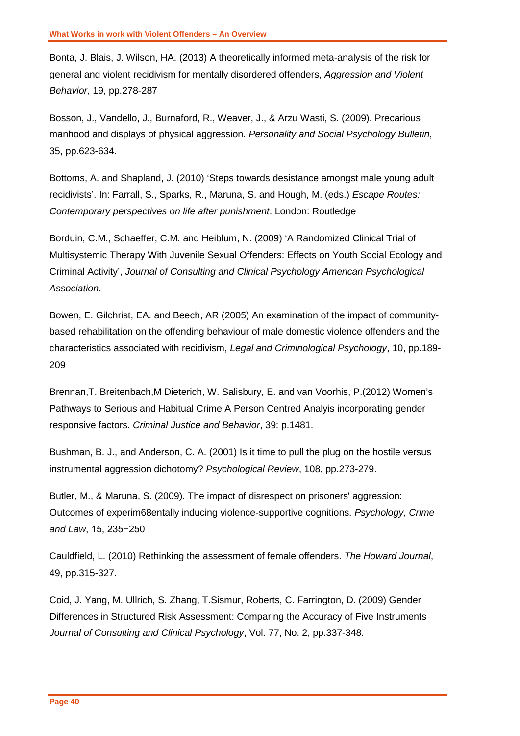Bonta, J. Blais, J. Wilson, HA. (2013) A theoretically informed meta-analysis of the risk for general and violent recidivism for mentally disordered offenders, *Aggression and Violent Behavior*, 19, pp.278-287

Bosson, J., Vandello, J., Burnaford, R., Weaver, J., & Arzu Wasti, S. (2009). Precarious manhood and displays of physical aggression. *Personality and Social Psychology Bulletin*, 35, pp.623-634.

Bottoms, A. and Shapland, J. (2010) 'Steps towards desistance amongst male young adult recidivists'. In: Farrall, S., Sparks, R., Maruna, S. and Hough, M. (eds.) *Escape Routes: Contemporary perspectives on life after punishment*. London: Routledge

Borduin, C.M., Schaeffer, C.M. and Heiblum, N. (2009) 'A Randomized Clinical Trial of Multisystemic Therapy With Juvenile Sexual Offenders: Effects on Youth Social Ecology and Criminal Activity', *Journal of Consulting and Clinical Psychology American Psychological Association.*

Bowen, E. Gilchrist, EA. and Beech, AR (2005) An examination of the impact of community-based rehabilitation on the offending behaviour of male domestic violence offenders and the characteristics associated with recidivism, *Legal and Criminological Psychology*, 10, pp.189-209

Brennan,T. Breitenbach,M Dieterich, W. Salisbury, E. and van Voorhis, P.(2012) Women's Pathways to Serious and Habitual Crime A Person Centred Analyis incorporating gender responsive factors. *Criminal Justice and Behavior*, 39: p.1481.

Bushman, B. J., and Anderson, C. A. (2001) Is it time to pull the plug on the hostile versus instrumental aggression dichotomy? *Psychological Review*, 108, pp.273-279.

Butler, M., & Maruna, S. (2009). The impact of disrespect on prisoners' aggression: Outcomes of experim68entally inducing violence-supportive cognitions. *Psychology, Crime and Law*, 15, 235−250

Cauldfield, L. (2010) Rethinking the assessment of female offenders. *The Howard Journal*, 49, pp.315-327.

Coid, J. Yang, M. Ullrich, S. Zhang, T.Sismur, Roberts, C. Farrington, D. (2009) Gender Differences in Structured Risk Assessment: Comparing the Accuracy of Five Instruments *Journal of Consulting and Clinical Psychology*, Vol. 77, No. 2, pp.337-348.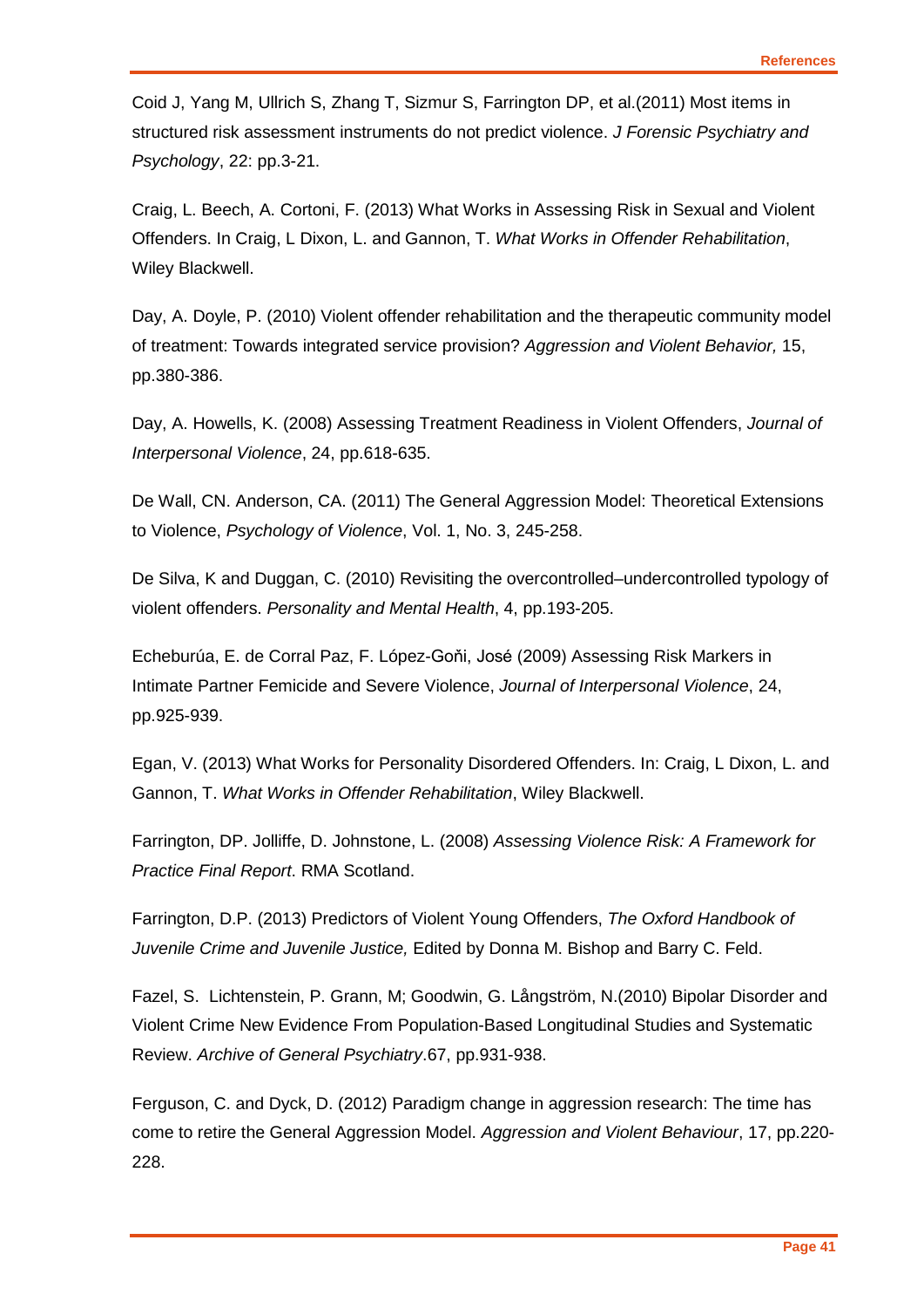Coid J, Yang M, Ullrich S, Zhang T, Sizmur S, Farrington DP, et al.(2011) Most items in structured risk assessment instruments do not predict violence. *J Forensic Psychiatry and Psychology*, 22: pp.3-21.

Craig, L. Beech, A. Cortoni, F. (2013) What Works in Assessing Risk in Sexual and Violent Offenders. In Craig, L Dixon, L. and Gannon, T. *What Works in Offender Rehabilitation*, Wiley Blackwell.

Day, A. Doyle, P. (2010) Violent offender rehabilitation and the therapeutic community model of treatment: Towards integrated service provision? *Aggression and Violent Behavior,* 15, pp.380-386.

Day, A. Howells, K. (2008) Assessing Treatment Readiness in Violent Offenders, *Journal of Interpersonal Violence*, 24, pp.618-635.

De Wall, CN. Anderson, CA. (2011) The General Aggression Model: Theoretical Extensions to Violence, *Psychology of Violence*, Vol. 1, No. 3, 245-258.

De Silva, K and Duggan, C. (2010) Revisiting the overcontrolled–undercontrolled typology of violent offenders. *Personality and Mental Health*, 4, pp.193-205.

Echeburúa, E. de Corral Paz, F. López-Goňi, José (2009) Assessing Risk Markers in Intimate Partner Femicide and Severe Violence, *Journal of Interpersonal Violence*, 24, pp.925-939.

Egan, V. (2013) What Works for Personality Disordered Offenders. In: Craig, L Dixon, L. and Gannon, T. *What Works in Offender Rehabilitation*, Wiley Blackwell.

Farrington, DP. Jolliffe, D. Johnstone, L. (2008) *Assessing Violence Risk: A Framework for Practice Final Report*. RMA Scotland.

Farrington, D.P. (2013) Predictors of Violent Young Offenders, *The Oxford Handbook of Juvenile Crime and Juvenile Justice,* Edited by Donna M. Bishop and Barry C. Feld.

Fazel, S. Lichtenstein, P. Grann, M; Goodwin, G. Långström, N.(2010) Bipolar Disorder and Violent Crime New Evidence From Population-Based Longitudinal Studies and Systematic Review. *Archive of General Psychiatry*.67, pp.931-938.

Ferguson, C. and Dyck, D. (2012) Paradigm change in aggression research: The time has come to retire the General Aggression Model. *Aggression and Violent Behaviour*, 17, pp.220-228.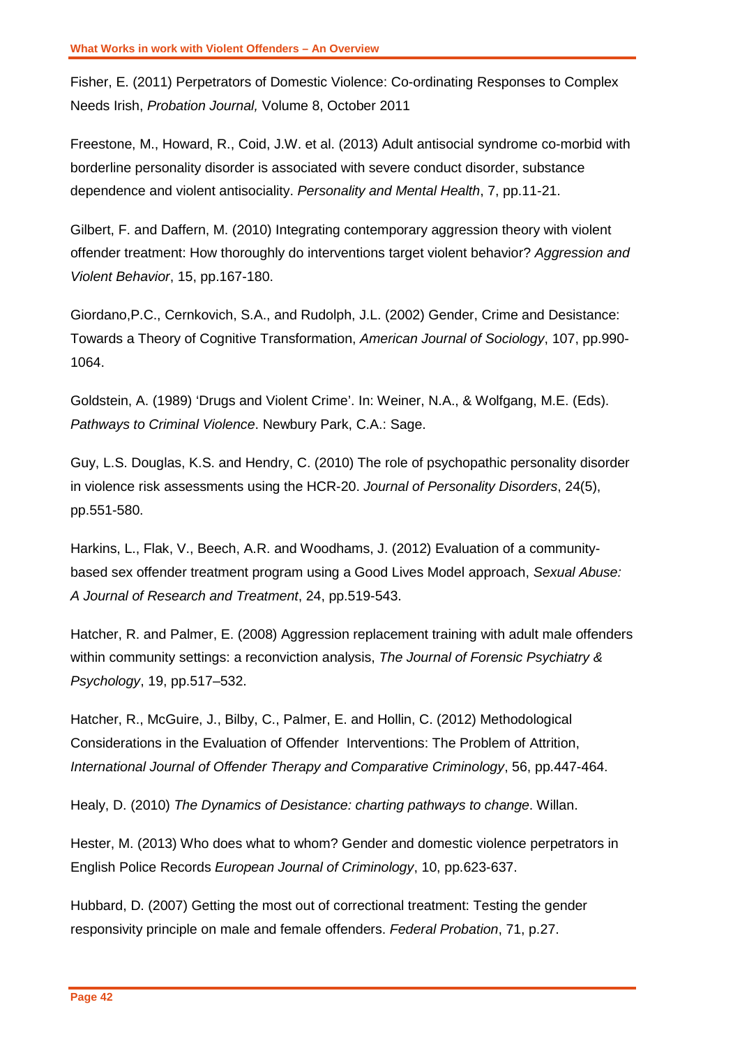Fisher, E. (2011) Perpetrators of Domestic Violence: Co-ordinating Responses to Complex Needs Irish, *Probation Journal,* Volume 8, October 2011

Freestone, M., Howard, R., Coid, J.W. et al. (2013) Adult antisocial syndrome co-morbid with borderline personality disorder is associated with severe conduct disorder, substance dependence and violent antisociality. *Personality and Mental Health*, 7, pp.11-21.

Gilbert, F. and Daffern, M. (2010) Integrating contemporary aggression theory with violent offender treatment: How thoroughly do interventions target violent behavior? *Aggression and Violent Behavior*, 15, pp.167-180.

Giordano,P.C., Cernkovich, S.A., and Rudolph, J.L. (2002) Gender, Crime and Desistance: Towards a Theory of Cognitive Transformation, *American Journal of Sociology*, 107, pp.990-1064.

Goldstein, A. (1989) 'Drugs and Violent Crime'. In: Weiner, N.A., & Wolfgang, M.E. (Eds). *Pathways to Criminal Violence*. Newbury Park, C.A.: Sage.

Guy, L.S. Douglas, K.S. and Hendry, C. (2010) The role of psychopathic personality disorder in violence risk assessments using the HCR-20. *Journal of Personality Disorders*, 24(5), pp.551-580.

Harkins, L., Flak, V., Beech, A.R. and Woodhams, J. (2012) Evaluation of a community-based sex offender treatment program using a Good Lives Model approach, *Sexual Abuse: A Journal of Research and Treatment*, 24, pp.519-543.

Hatcher, R. and Palmer, E. (2008) Aggression replacement training with adult male offenders within community settings: a reconviction analysis, *The Journal of Forensic Psychiatry & Psychology*, 19, pp.517–532.

Hatcher, R., McGuire, J., Bilby, C., Palmer, E. and Hollin, C. (2012) Methodological Considerations in the Evaluation of Offender Interventions: The Problem of Attrition, *International Journal of Offender Therapy and Comparative Criminology*, 56, pp.447-464.

Healy, D. (2010) *The Dynamics of Desistance: charting pathways to change*. Willan.

Hester, M. (2013) Who does what to whom? Gender and domestic violence perpetrators in English Police Records *European Journal of Criminology*, 10, pp.623-637.

Hubbard, D. (2007) Getting the most out of correctional treatment: Testing the gender responsivity principle on male and female offenders. *Federal Probation*, 71, p.27.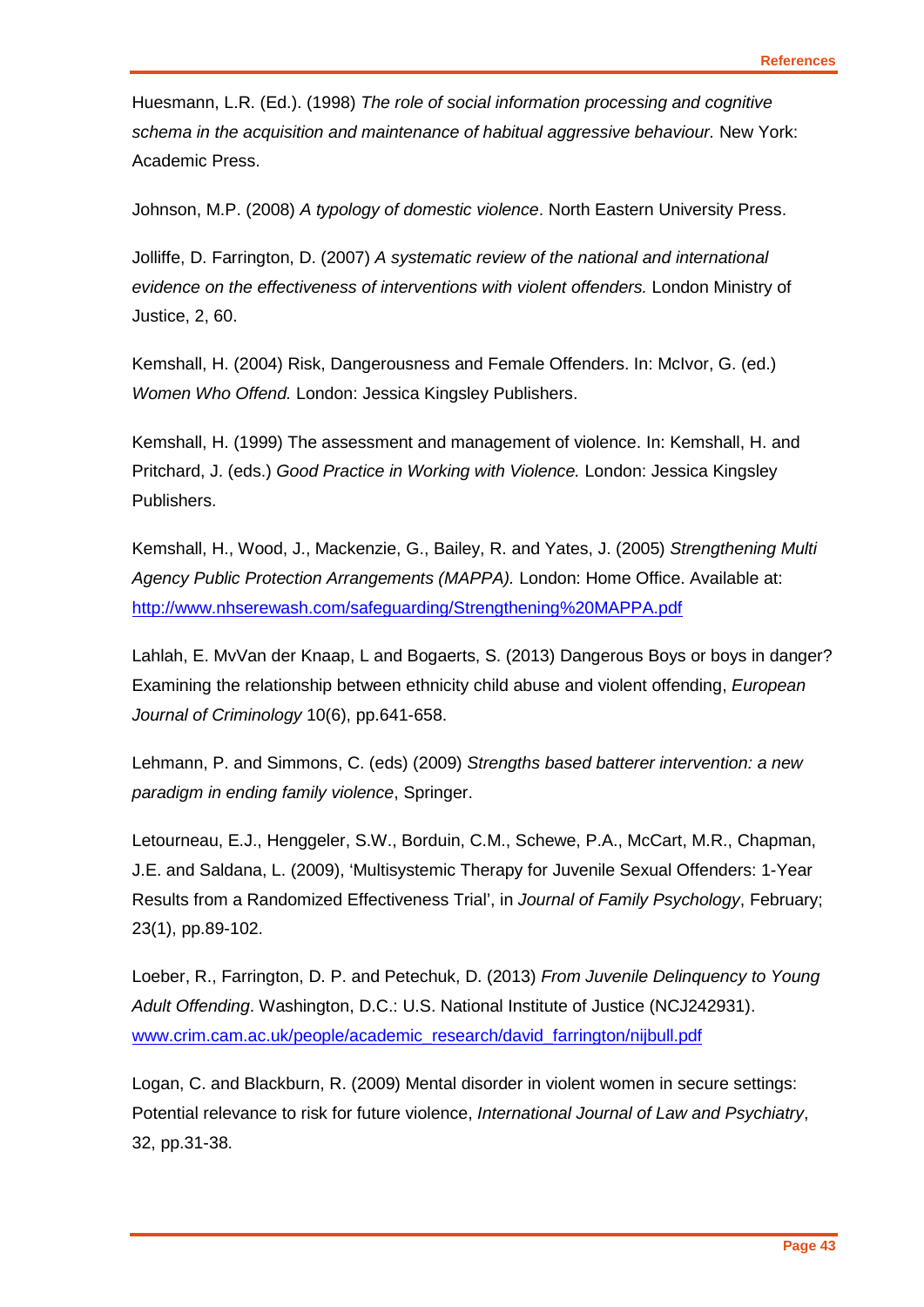Huesmann, L.R. (Ed.). (1998) *The role of social information processing and cognitive schema in the acquisition and maintenance of habitual aggressive behaviour.* New York: Academic Press.

Johnson, M.P. (2008) *A typology of domestic violence*. North Eastern University Press.

Jolliffe, D. Farrington, D. (2007) *A systematic review of the national and international evidence on the effectiveness of interventions with violent offenders.* London Ministry of Justice, 2, 60.

Kemshall, H. (2004) Risk, Dangerousness and Female Offenders. In: McIvor, G. (ed.) *Women Who Offend.* London: Jessica Kingsley Publishers.

Kemshall, H. (1999) The assessment and management of violence. In: Kemshall, H. and Pritchard, J. (eds.) *Good Practice in Working with Violence.* London: Jessica Kingsley Publishers.

Kemshall, H., Wood, J., Mackenzie, G., Bailey, R. and Yates, J. (2005) *Strengthening Multi Agency Public Protection Arrangements (MAPPA).* London: Home Office. Available at: [http://www.nhserewash.com/safeguarding/Strengthening%20MAPPA.pdf](http://www.nhserewash.com/safeguarding/Strengthening%20MAPPA.pdf)

Lahlah, E. MvVan der Knaap, L and Bogaerts, S. (2013) Dangerous Boys or boys in danger? Examining the relationship between ethnicity child abuse and violent offending, *European Journal of Criminology* 10(6), pp.641-658.

Lehmann, P. and Simmons, C. (eds) (2009) *Strengths based batterer intervention: a new paradigm in ending family violence*, Springer.

Letourneau, E.J., Henggeler, S.W., Borduin, C.M., Schewe, P.A., McCart, M.R., Chapman, J.E. and Saldana, L. (2009), 'Multisystemic Therapy for Juvenile Sexual Offenders: 1-Year Results from a Randomized Effectiveness Trial', in *Journal of Family Psychology*, February; 23(1), pp.89-102.

Loeber, R., Farrington, D. P. and Petechuk, D. (2013) *From Juvenile Delinquency to Young Adult Offending*. Washington, D.C.: U.S. National Institute of Justice (NCJ242931). [www.crim.cam.ac.uk/people/academic_research/david_farrington/nijbull.pdf](www.crim.cam.ac.uk/people/academic_research/david_farrington/nijbull.pdf)

Logan, C. and Blackburn, R. (2009) Mental disorder in violent women in secure settings: Potential relevance to risk for future violence, *International Journal of Law and Psychiatry*, 32, pp.31-38.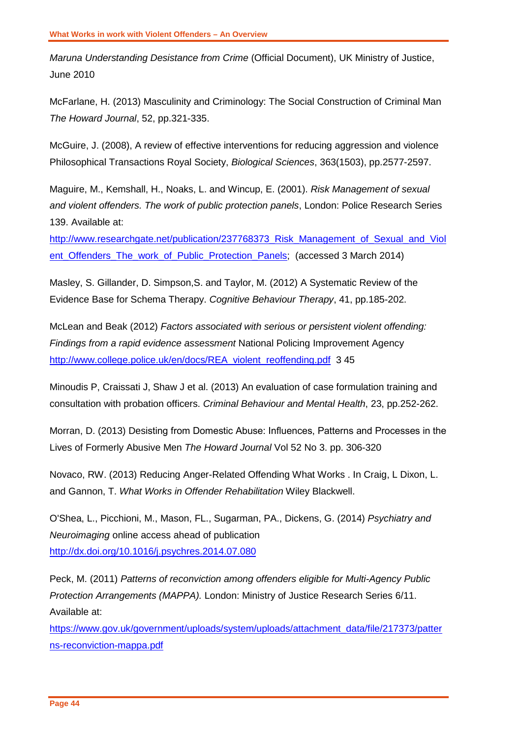*Maruna Understanding Desistance from Crime* (Official Document), UK Ministry of Justice, June 2010

McFarlane, H. (2013) Masculinity and Criminology: The Social Construction of Criminal Man *The Howard Journal*, 52, pp.321-335.

McGuire, J. (2008), A review of effective interventions for reducing aggression and violence Philosophical Transactions Royal Society, *Biological Sciences*, 363(1503), pp.2577-2597.

Maguire, M., Kemshall, H., Noaks, L. and Wincup, E. (2001). *Risk Management of sexual and violent offenders. The work of public protection panels*, London: Police Research Series 139. Available at: http://www.researchgate.net/publication/237768373_Risk_Management_of_Sexual_and_Violent_Offenders_The_work_of_Public_Protection_Panels; (accessed 3 March 2014)

Masley, S. Gillander, D. Simpson,S. and Taylor, M. (2012) A Systematic Review of the Evidence Base for Schema Therapy. *Cognitive Behaviour Therapy*, 41, pp.185-202.

McLean and Beak (2012) *Factors associated with serious or persistent violent offending: Findings from a rapid evidence assessment* National Policing Improvement Agency http://www.college.police.uk/en/docs/REA_violent_reoffending.pdf 3 45

Minoudis P, Craissati J, Shaw J et al. (2013) An evaluation of case formulation training and consultation with probation officers. *Criminal Behaviour and Mental Health*, 23, pp.252-262.

Morran, D. (2013) Desisting from Domestic Abuse: Influences, Patterns and Processes in the Lives of Formerly Abusive Men *The Howard Journal* Vol 52 No 3. pp. 306-320

Novaco, RW. (2013) Reducing Anger-Related Offending What Works . In Craig, L Dixon, L. and Gannon, T. *What Works in Offender Rehabilitation* Wiley Blackwell.

O'Shea, L., Picchioni, M., Mason, FL., Sugarman, PA., Dickens, G. (2014) *Psychiatry and Neuroimaging* online access ahead of publication http://dx.doi.org/10.1016/j.psychres.2014.07.080

Peck, M. (2011) *Patterns of reconviction among offenders eligible for Multi-Agency Public Protection Arrangements (MAPPA).* London: Ministry of Justice Research Series 6/11. Available at: https://www.gov.uk/government/uploads/system/uploads/attachment_data/file/217373/patterns-reconviction-mappa.pdf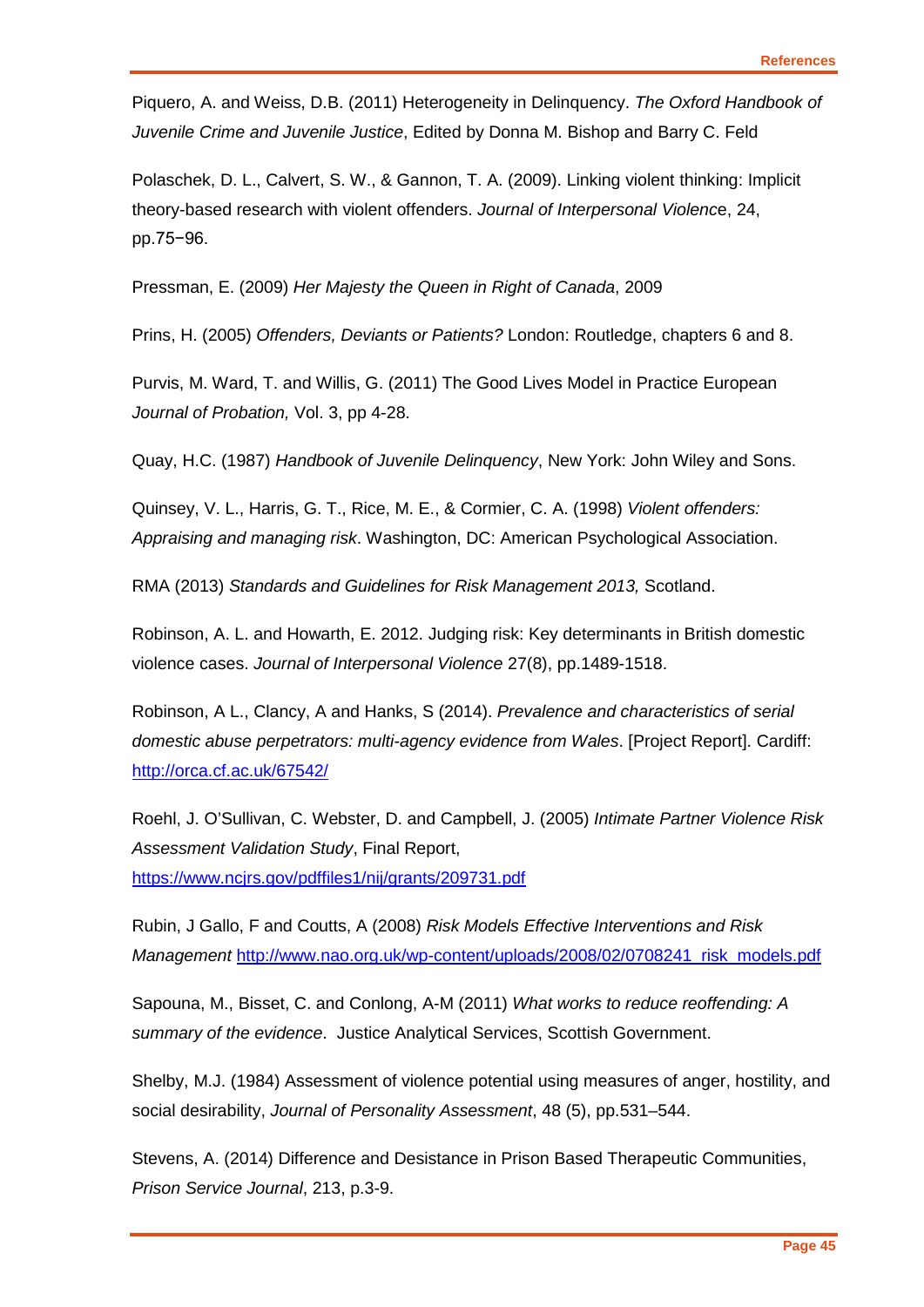Piquero, A. and Weiss, D.B. (2011) Heterogeneity in Delinquency. *The Oxford Handbook of Juvenile Crime and Juvenile Justice*, Edited by Donna M. Bishop and Barry C. Feld

Polaschek, D. L., Calvert, S. W., & Gannon, T. A. (2009). Linking violent thinking: Implicit theory-based research with violent offenders. *Journal of Interpersonal Violence*, 24, pp.75−96.

Pressman, E. (2009) *Her Majesty the Queen in Right of Canada*, 2009

Prins, H. (2005) *Offenders, Deviants or Patients?* London: Routledge, chapters 6 and 8.

Purvis, M. Ward, T. and Willis, G. (2011) The Good Lives Model in Practice European *Journal of Probation,* Vol. 3, pp 4-28.

Quay, H.C. (1987) *Handbook of Juvenile Delinquency*, New York: John Wiley and Sons.

Quinsey, V. L., Harris, G. T., Rice, M. E., & Cormier, C. A. (1998) *Violent offenders: Appraising and managing risk*. Washington, DC: American Psychological Association.

RMA (2013) *Standards and Guidelines for Risk Management 2013,* Scotland.

Robinson, A. L. and Howarth, E. 2012. Judging risk: Key determinants in British domestic violence cases. *Journal of Interpersonal Violence* 27(8), pp.1489-1518.

Robinson, A L., Clancy, A and Hanks, S (2014). *Prevalence and characteristics of serial domestic abuse perpetrators: multi-agency evidence from Wales*. [Project Report]. Cardiff: http://orca.cf.ac.uk/67542/

Roehl, J. O'Sullivan, C. Webster, D. and Campbell, J. (2005) *Intimate Partner Violence Risk Assessment Validation Study*, Final Report, https://www.ncjrs.gov/pdffiles1/nij/grants/209731.pdf

Rubin, J Gallo, F and Coutts, A (2008) *Risk Models Effective Interventions and Risk Management* http://www.nao.org.uk/wp-content/uploads/2008/02/0708241_risk_models.pdf

Sapouna, M., Bisset, C. and Conlong, A-M (2011) *What works to reduce reoffending: A summary of the evidence*. Justice Analytical Services, Scottish Government.

Shelby, M.J. (1984) Assessment of violence potential using measures of anger, hostility, and social desirability, *Journal of Personality Assessment*, 48 (5), pp.531–544.

Stevens, A. (2014) Difference and Desistance in Prison Based Therapeutic Communities, *Prison Service Journal*, 213, p.3-9.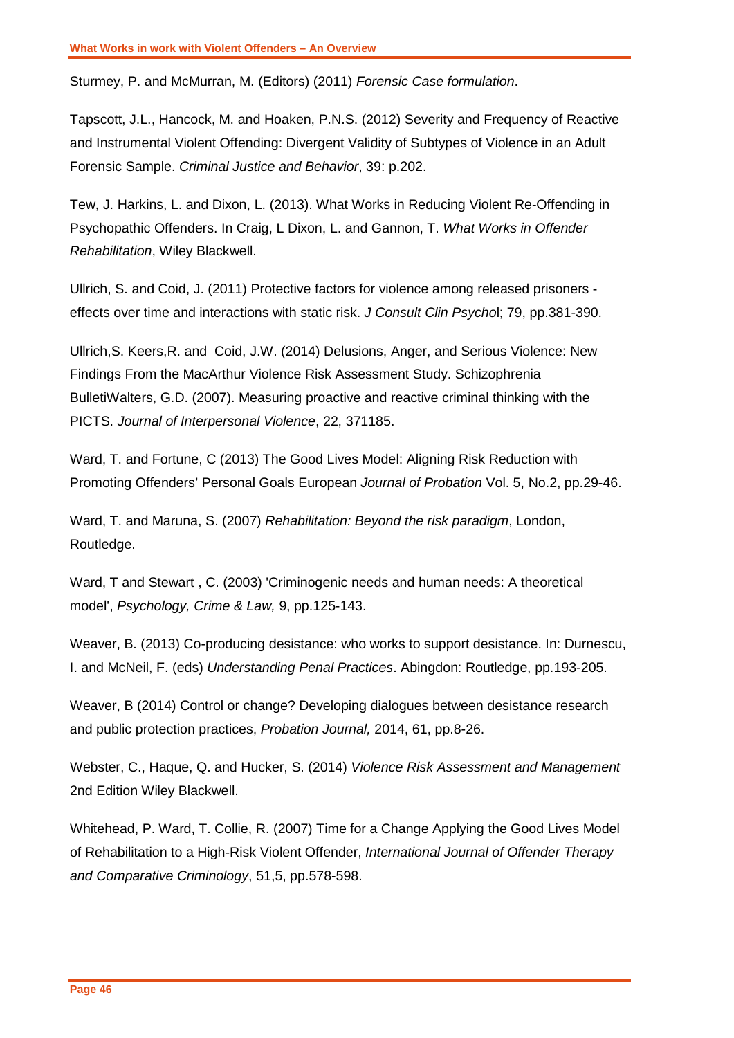Sturmey, P. and McMurran, M. (Editors) (2011) *Forensic Case formulation*.

Tapscott, J.L., Hancock, M. and Hoaken, P.N.S. (2012) Severity and Frequency of Reactive and Instrumental Violent Offending: Divergent Validity of Subtypes of Violence in an Adult Forensic Sample. *Criminal Justice and Behavior*, 39: p.202.

Tew, J. Harkins, L. and Dixon, L. (2013). What Works in Reducing Violent Re-Offending in Psychopathic Offenders. In Craig, L Dixon, L. and Gannon, T. *What Works in Offender Rehabilitation*, Wiley Blackwell.

Ullrich, S. and Coid, J. (2011) Protective factors for violence among released prisoners - effects over time and interactions with static risk. *J Consult Clin Psycho*l; 79, pp.381-390.

Ullrich,S. Keers,R. and  Coid, J.W. (2014) Delusions, Anger, and Serious Violence: New Findings From the MacArthur Violence Risk Assessment Study. Schizophrenia BulletiWalters, G.D. (2007). Measuring proactive and reactive criminal thinking with the PICTS. *Journal of Interpersonal Violence*, 22, 371185.

Ward, T. and Fortune, C (2013) The Good Lives Model: Aligning Risk Reduction with Promoting Offenders' Personal Goals European *Journal of Probation* Vol. 5, No.2, pp.29-46.

Ward, T. and Maruna, S. (2007) *Rehabilitation: Beyond the risk paradigm*, London, Routledge.

Ward, T and Stewart , C. (2003) 'Criminogenic needs and human needs: A theoretical model', *Psychology, Crime & Law,* 9, pp.125-143.

Weaver, B. (2013) Co-producing desistance: who works to support desistance. In: Durnescu, I. and McNeil, F. (eds) *Understanding Penal Practices*. Abingdon: Routledge, pp.193-205.

Weaver, B (2014) Control or change? Developing dialogues between desistance research and public protection practices, *Probation Journal,* 2014, 61, pp.8-26.

Webster, C., Haque, Q. and Hucker, S. (2014) *Violence Risk Assessment and Management* 2nd Edition Wiley Blackwell.

Whitehead, P. Ward, T. Collie, R. (2007) Time for a Change Applying the Good Lives Model of Rehabilitation to a High-Risk Violent Offender, *International Journal of Offender Therapy and Comparative Criminology*, 51,5, pp.578-598.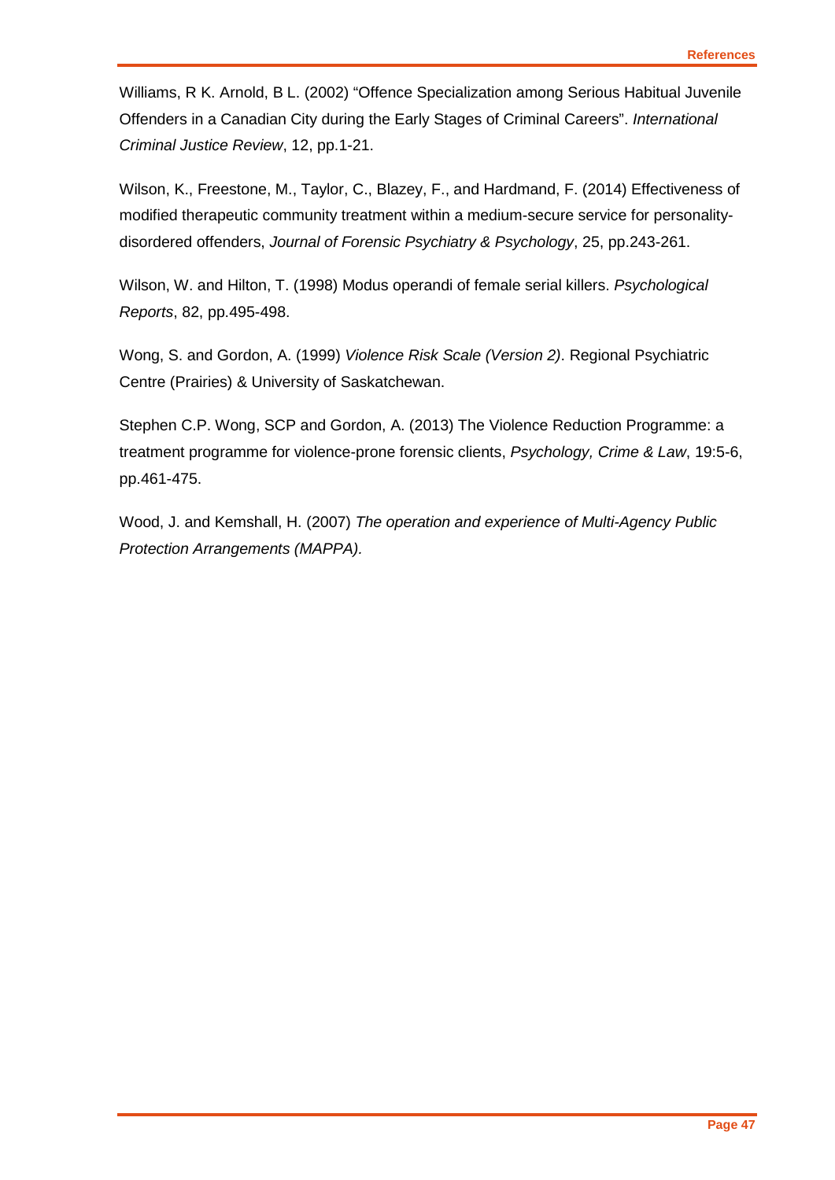Williams, R K. Arnold, B L. (2002) “Offence Specialization among Serious Habitual Juvenile Offenders in a Canadian City during the Early Stages of Criminal Careers”. *International Criminal Justice Review*, 12, pp.1-21.

Wilson, K., Freestone, M., Taylor, C., Blazey, F., and Hardmand, F. (2014) Effectiveness of modified therapeutic community treatment within a medium-secure service for personality-disordered offenders, *Journal of Forensic Psychiatry & Psychology*, 25, pp.243-261.

Wilson, W. and Hilton, T. (1998) Modus operandi of female serial killers. *Psychological Reports*, 82, pp.495-498.

Wong, S. and Gordon, A. (1999) *Violence Risk Scale (Version 2)*. Regional Psychiatric Centre (Prairies) & University of Saskatchewan.

Stephen C.P. Wong, SCP and Gordon, A. (2013) The Violence Reduction Programme: a treatment programme for violence-prone forensic clients, *Psychology, Crime & Law*, 19:5-6, pp.461-475.

Wood, J. and Kemshall, H. (2007) *The operation and experience of Multi-Agency Public Protection Arrangements (MAPPA).*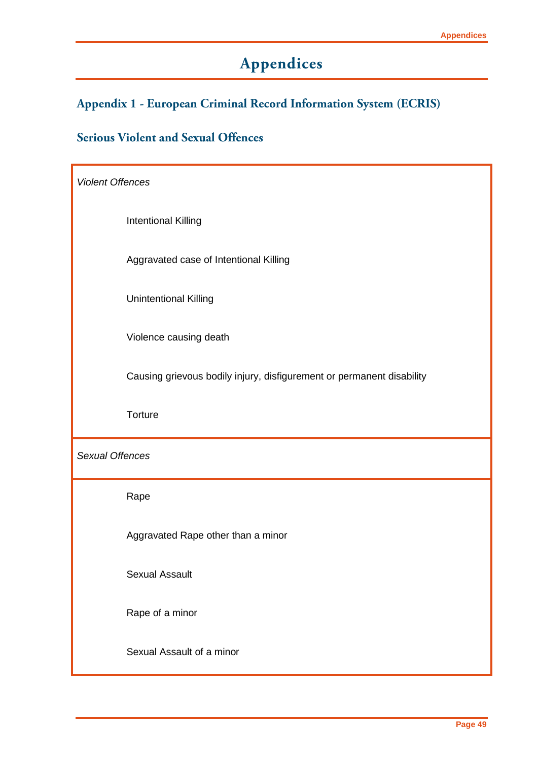# Appendices

## Appendix 1 - European Criminal Record Information System (ECRIS)

### Serious Violent and Sexual Offences

| | |
|---|---|
| *Violent Offences* | |
| | Intentional Killing |
| | Aggravated case of Intentional Killing |
| | Unintentional Killing |
| | Violence causing death |
| | Causing grievous bodily injury, disfigurement or permanent disability |
| | Torture |
| *Sexual Offences* | |
| | Rape |
| | Aggravated Rape other than a minor |
| | Sexual Assault |
| | Rape of a minor |
| | Sexual Assault of a minor |